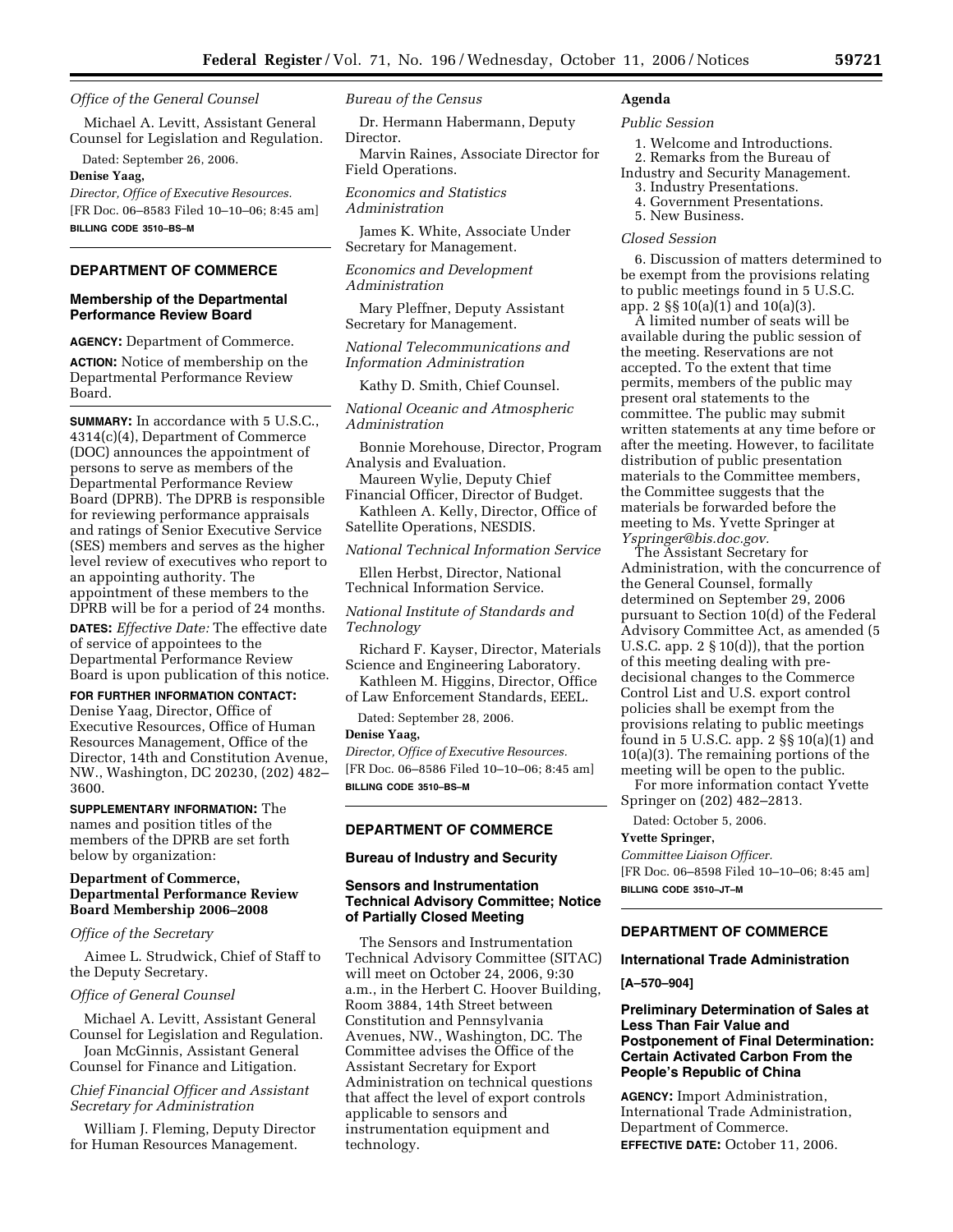*Office of the General Counsel*

Michael A. Levitt, Assistant General Counsel for Legislation and Regulation.

Dated: September 26, 2006.

**Denise Yaag,**

*Director, Office of Executive Resources.*

[FR Doc. 06–8583 Filed 10–10–06; 8:45 am]

**BILLING CODE 3510–BS–M**

---

## DEPARTMENT OF COMMERCE

### Membership of the Departmental Performance Review Board

**AGENCY:** Department of Commerce.

**ACTION:** Notice of membership on the Departmental Performance Review Board.

**SUMMARY:** In accordance with 5 U.S.C., 4314(c)(4), Department of Commerce (DOC) announces the appointment of persons to serve as members of the Departmental Performance Review Board (DPRB). The DPRB is responsible for reviewing performance appraisals and ratings of Senior Executive Service (SES) members and serves as the higher level review of executives who report to an appointing authority. The appointment of these members to the DPRB will be for a period of 24 months.

**DATES:** *Effective Date:* The effective date of service of appointees to the Departmental Performance Review Board is upon publication of this notice.

**FOR FURTHER INFORMATION CONTACT:** Denise Yaag, Director, Office of Executive Resources, Office of Human Resources Management, Office of the Director, 14th and Constitution Avenue, NW., Washington, DC 20230, (202) 482–3600.

**SUPPLEMENTARY INFORMATION:** The names and position titles of the members of the DPRB are set forth below by organization:

### Department of Commerce, Departmental Performance Review Board Membership 2006–2008

*Office of the Secretary*

Aimee L. Strudwick, Chief of Staff to the Deputy Secretary.

*Office of General Counsel*

Michael A. Levitt, Assistant General Counsel for Legislation and Regulation.

Joan McGinnis, Assistant General Counsel for Finance and Litigation.

*Chief Financial Officer and Assistant Secretary for Administration*

William J. Fleming, Deputy Director for Human Resources Management.

*Bureau of the Census*

Dr. Hermann Habermann, Deputy Director.

Marvin Raines, Associate Director for Field Operations.

*Economics and Statistics Administration*

James K. White, Associate Under Secretary for Management.

*Economics and Development Administration*

Mary Pleffner, Deputy Assistant Secretary for Management.

*National Telecommunications and Information Administration*

Kathy D. Smith, Chief Counsel.

*National Oceanic and Atmospheric Administration*

Bonnie Morehouse, Director, Program Analysis and Evaluation.

Maureen Wylie, Deputy Chief Financial Officer, Director of Budget.

Kathleen A. Kelly, Director, Office of Satellite Operations, NESDIS.

*National Technical Information Service*

Ellen Herbst, Director, National Technical Information Service.

*National Institute of Standards and Technology*

Richard F. Kayser, Director, Materials Science and Engineering Laboratory.

Kathleen M. Higgins, Director, Office of Law Enforcement Standards, EEEL.

Dated: September 28, 2006.

**Denise Yaag,**

*Director, Office of Executive Resources.*

[FR Doc. 06–8586 Filed 10–10–06; 8:45 am]

**BILLING CODE 3510–BS–M**

---

## DEPARTMENT OF COMMERCE

### Bureau of Industry and Security

### Sensors and Instrumentation Technical Advisory Committee; Notice of Partially Closed Meeting

The Sensors and Instrumentation Technical Advisory Committee (SITAC) will meet on October 24, 2006, 9:30 a.m., in the Herbert C. Hoover Building, Room 3884, 14th Street between Constitution and Pennsylvania Avenues, NW., Washington, DC. The Committee advises the Office of the Assistant Secretary for Export Administration on technical questions that affect the level of export controls applicable to sensors and instrumentation equipment and technology.

#### Agenda

*Public Session*

1. Welcome and Introductions.
2. Remarks from the Bureau of Industry and Security Management.
3. Industry Presentations.
4. Government Presentations.
5. New Business.

*Closed Session*

6. Discussion of matters determined to be exempt from the provisions relating to public meetings found in 5 U.S.C. app. 2 §§ 10(a)(1) and 10(a)(3).

A limited number of seats will be available during the public session of the meeting. Reservations are not accepted. To the extent that time permits, members of the public may present oral statements to the committee. The public may submit written statements at any time before or after the meeting. However, to facilitate distribution of public presentation materials to the Committee members, the Committee suggests that the materials be forwarded before the meeting to Ms. Yvette Springer at *Yspringer@bis.doc.gov.*

The Assistant Secretary for Administration, with the concurrence of the General Counsel, formally determined on September 29, 2006 pursuant to Section 10(d) of the Federal Advisory Committee Act, as amended (5 U.S.C. app. 2 § 10(d)), that the portion of this meeting dealing with pre-decisional changes to the Commerce Control List and U.S. export control policies shall be exempt from the provisions relating to public meetings found in 5 U.S.C. app. 2 §§ 10(a)(1) and 10(a)(3). The remaining portions of the meeting will be open to the public.

For more information contact Yvette Springer on (202) 482–2813.

Dated: October 5, 2006.

**Yvette Springer,**

*Committee Liaison Officer.*

[FR Doc. 06–8598 Filed 10–10–06; 8:45 am]

**BILLING CODE 3510–JT–M**

---

## DEPARTMENT OF COMMERCE

### International Trade Administration

**[A–570–904]**

### Preliminary Determination of Sales at Less Than Fair Value and Postponement of Final Determination: Certain Activated Carbon From the People's Republic of China

**AGENCY:** Import Administration, International Trade Administration, Department of Commerce.

**EFFECTIVE DATE:** October 11, 2006.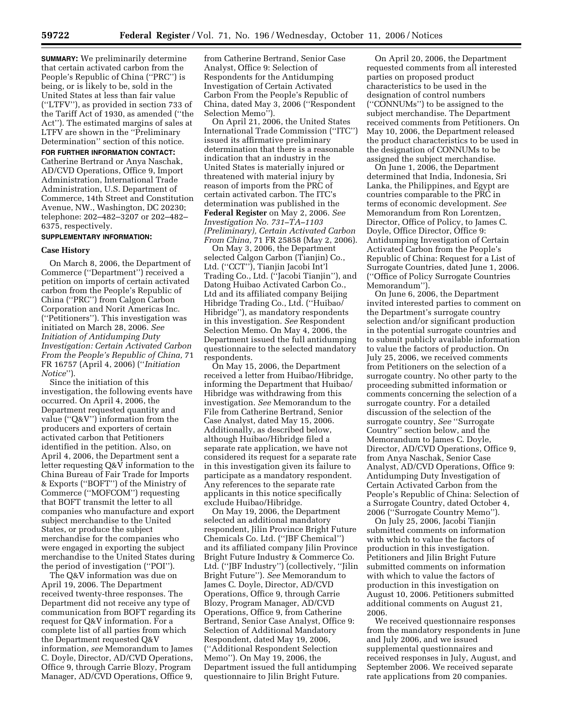**SUMMARY:** We preliminarily determine that certain activated carbon from the People's Republic of China (''PRC'') is being, or is likely to be, sold in the United States at less than fair value (''LTFV''), as provided in section 733 of the Tariff Act of 1930, as amended (''the Act''). The estimated margins of sales at LTFV are shown in the ''Preliminary Determination'' section of this notice.

**FOR FURTHER INFORMATION CONTACT:** Catherine Bertrand or Anya Naschak, AD/CVD Operations, Office 9, Import Administration, International Trade Administration, U.S. Department of Commerce, 14th Street and Constitution Avenue, NW., Washington, DC 20230; telephone: 202–482–3207 or 202–482–6375, respectively.

**SUPPLEMENTARY INFORMATION:**

**Case History**

On March 8, 2006, the Department of Commerce (''Department'') received a petition on imports of certain activated carbon from the People's Republic of China (''PRC'') from Calgon Carbon Corporation and Norit Americas Inc. (''Petitioners''). This investigation was initiated on March 28, 2006. *See Initiation of Antidumping Duty Investigation: Certain Activated Carbon From the People's Republic of China,* 71 FR 16757 (April 4, 2006) (''*Initiation Notice*'').

Since the initiation of this investigation, the following events have occurred. On April 4, 2006, the Department requested quantity and value (''Q&V'') information from the producers and exporters of certain activated carbon that Petitioners identified in the petition. Also, on April 4, 2006, the Department sent a letter requesting Q&V information to the China Bureau of Fair Trade for Imports & Exports (''BOFT'') of the Ministry of Commerce (''MOFCOM'') requesting that BOFT transmit the letter to all companies who manufacture and export subject merchandise to the United States, or produce the subject merchandise for the companies who were engaged in exporting the subject merchandise to the United States during the period of investigation (''POI'').

The Q&V information was due on April 19, 2006. The Department received twenty-three responses. The Department did not receive any type of communication from BOFT regarding its request for Q&V information. For a complete list of all parties from which the Department requested Q&V information, *see* Memorandum to James C. Doyle, Director, AD/CVD Operations, Office 9, through Carrie Blozy, Program Manager, AD/CVD Operations, Office 9, from Catherine Bertrand, Senior Case Analyst, Office 9: Selection of Respondents for the Antidumping Investigation of Certain Activated Carbon From the People's Republic of China, dated May 3, 2006 (''Respondent Selection Memo'').

On April 21, 2006, the United States International Trade Commission (''ITC'') issued its affirmative preliminary determination that there is a reasonable indication that an industry in the United States is materially injured or threatened with material injury by reason of imports from the PRC of certain activated carbon. The ITC's determination was published in the **Federal Register** on May 2, 2006. *See Investigation No. 731–TA–1103 (Preliminary), Certain Activated Carbon From China,* 71 FR 25858 (May 2, 2006).

On May 3, 2006, the Department selected Calgon Carbon (Tianjin) Co., Ltd. (''CCT''), Tianjin Jacobi Int'l Trading Co., Ltd. (''Jacobi Tianjin''), and Datong Huibao Activated Carbon Co., Ltd and its affiliated company Beijing Hibridge Trading Co., Ltd. (''Huibao/Hibridge''), as mandatory respondents in this investigation. *See* Respondent Selection Memo. On May 4, 2006, the Department issued the full antidumping questionnaire to the selected mandatory respondents.

On May 15, 2006, the Department received a letter from Huibao/Hibridge, informing the Department that Huibao/Hibridge was withdrawing from this investigation. *See* Memorandum to the File from Catherine Bertrand, Senior Case Analyst, dated May 15, 2006. Additionally, as described below, although Huibao/Hibridge filed a separate rate application, we have not considered its request for a separate rate in this investigation given its failure to participate as a mandatory respondent. Any references to the separate rate applicants in this notice specifically exclude Huibao/Hibridge.

On May 19, 2006, the Department selected an additional mandatory respondent, Jilin Province Bright Future Chemicals Co. Ltd. (''JBF Chemical'') and its affiliated company Jilin Province Bright Future Industry & Commerce Co. Ltd. (''JBF Industry'') (collectively, ''Jilin Bright Future''). *See* Memorandum to James C. Doyle, Director, AD/CVD Operations, Office 9, through Carrie Blozy, Program Manager, AD/CVD Operations, Office 9, from Catherine Bertrand, Senior Case Analyst, Office 9: Selection of Additional Mandatory Respondent, dated May 19, 2006, (''Additional Respondent Selection Memo''). On May 19, 2006, the Department issued the full antidumping questionnaire to Jilin Bright Future.

On April 20, 2006, the Department requested comments from all interested parties on proposed product characteristics to be used in the designation of control numbers (''CONNUMs'') to be assigned to the subject merchandise. The Department received comments from Petitioners. On May 10, 2006, the Department released the product characteristics to be used in the designation of CONNUMs to be assigned the subject merchandise.

On June 1, 2006, the Department determined that India, Indonesia, Sri Lanka, the Philippines, and Egypt are countries comparable to the PRC in terms of economic development. *See* Memorandum from Ron Lorentzen, Director, Office of Policy, to James C. Doyle, Office Director, Office 9: Antidumping Investigation of Certain Activated Carbon from the People's Republic of China: Request for a List of Surrogate Countries, dated June 1, 2006. (''Office of Policy Surrogate Countries Memorandum'').

On June 6, 2006, the Department invited interested parties to comment on the Department's surrogate country selection and/or significant production in the potential surrogate countries and to submit publicly available information to value the factors of production. On July 25, 2006, we received comments from Petitioners on the selection of a surrogate country. No other party to the proceeding submitted information or comments concerning the selection of a surrogate country. For a detailed discussion of the selection of the surrogate country, *See* ''Surrogate Country'' section below, and the Memorandum to James C. Doyle, Director, AD/CVD Operations, Office 9, from Anya Naschak, Senior Case Analyst, AD/CVD Operations, Office 9: Antidumping Duty Investigation of Certain Activated Carbon from the People's Republic of China: Selection of a Surrogate Country, dated October 4, 2006 (''Surrogate Country Memo'').

On July 25, 2006, Jacobi Tianjin submitted comments on information with which to value the factors of production in this investigation. Petitioners and Jilin Bright Future submitted comments on information with which to value the factors of production in this investigation on August 10, 2006. Petitioners submitted additional comments on August 21, 2006.

We received questionnaire responses from the mandatory respondents in June and July 2006, and we issued supplemental questionnaires and received responses in July, August, and September 2006. We received separate rate applications from 20 companies.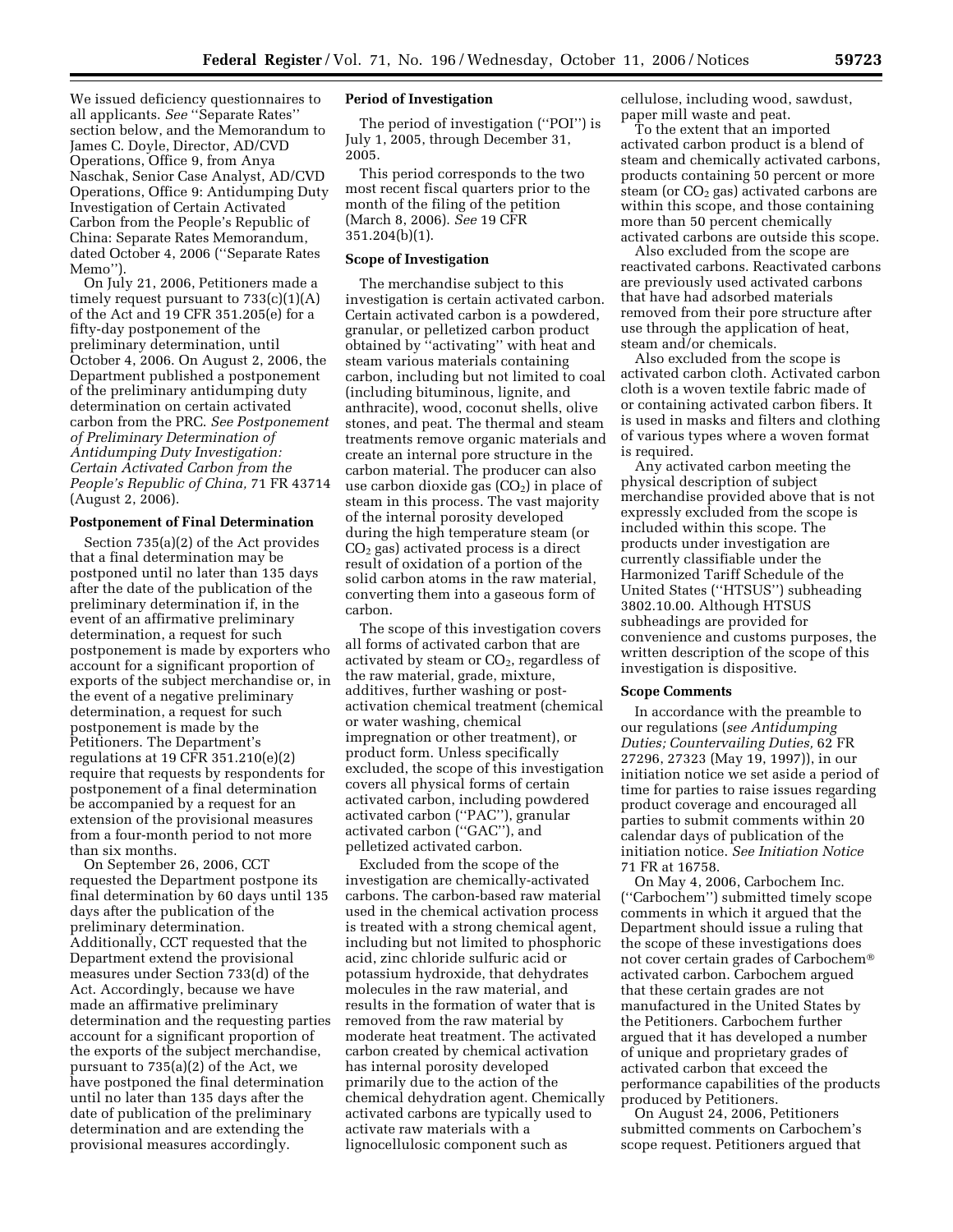We issued deficiency questionnaires to all applicants. *See* ''Separate Rates'' section below, and the Memorandum to James C. Doyle, Director, AD/CVD Operations, Office 9, from Anya Naschak, Senior Case Analyst, AD/CVD Operations, Office 9: Antidumping Duty Investigation of Certain Activated Carbon from the People's Republic of China: Separate Rates Memorandum, dated October 4, 2006 (''Separate Rates Memo'').

On July 21, 2006, Petitioners made a timely request pursuant to 733(c)(1)(A) of the Act and 19 CFR 351.205(e) for a fifty-day postponement of the preliminary determination, until October 4, 2006. On August 2, 2006, the Department published a postponement of the preliminary antidumping duty determination on certain activated carbon from the PRC. *See Postponement of Preliminary Determination of Antidumping Duty Investigation: Certain Activated Carbon from the People's Republic of China,* 71 FR 43714 (August 2, 2006).

**Postponement of Final Determination**

Section 735(a)(2) of the Act provides that a final determination may be postponed until no later than 135 days after the date of the publication of the preliminary determination if, in the event of an affirmative preliminary determination, a request for such postponement is made by exporters who account for a significant proportion of exports of the subject merchandise or, in the event of a negative preliminary determination, a request for such postponement is made by the Petitioners. The Department's regulations at 19 CFR 351.210(e)(2) require that requests by respondents for postponement of a final determination be accompanied by a request for an extension of the provisional measures from a four-month period to not more than six months.

On September 26, 2006, CCT requested the Department postpone its final determination by 60 days until 135 days after the publication of the preliminary determination. Additionally, CCT requested that the Department extend the provisional measures under Section 733(d) of the Act. Accordingly, because we have made an affirmative preliminary determination and the requesting parties account for a significant proportion of the exports of the subject merchandise, pursuant to 735(a)(2) of the Act, we have postponed the final determination until no later than 135 days after the date of publication of the preliminary determination and are extending the provisional measures accordingly.

**Period of Investigation**

The period of investigation (''POI'') is July 1, 2005, through December 31, 2005.

This period corresponds to the two most recent fiscal quarters prior to the month of the filing of the petition (March 8, 2006). *See* 19 CFR 351.204(b)(1).

**Scope of Investigation**

The merchandise subject to this investigation is certain activated carbon. Certain activated carbon is a powdered, granular, or pelletized carbon product obtained by ''activating'' with heat and steam various materials containing carbon, including but not limited to coal (including bituminous, lignite, and anthracite), wood, coconut shells, olive stones, and peat. The thermal and steam treatments remove organic materials and create an internal pore structure in the carbon material. The producer can also use carbon dioxide gas ($CO_2$) in place of steam in this process. The vast majority of the internal porosity developed during the high temperature steam (or $CO_2$ gas) activated process is a direct result of oxidation of a portion of the solid carbon atoms in the raw material, converting them into a gaseous form of carbon.

The scope of this investigation covers all forms of activated carbon that are activated by steam or $CO_2$, regardless of the raw material, grade, mixture, additives, further washing or post-activation chemical treatment (chemical or water washing, chemical impregnation or other treatment), or product form. Unless specifically excluded, the scope of this investigation covers all physical forms of certain activated carbon, including powdered activated carbon (''PAC''), granular activated carbon (''GAC''), and pelletized activated carbon.

Excluded from the scope of the investigation are chemically-activated carbons. The carbon-based raw material used in the chemical activation process is treated with a strong chemical agent, including but not limited to phosphoric acid, zinc chloride sulfuric acid or potassium hydroxide, that dehydrates molecules in the raw material, and results in the formation of water that is removed from the raw material by moderate heat treatment. The activated carbon created by chemical activation has internal porosity developed primarily due to the action of the chemical dehydration agent. Chemically activated carbons are typically used to activate raw materials with a lignocellulosic component such as cellulose, including wood, sawdust, paper mill waste and peat.

To the extent that an imported activated carbon product is a blend of steam and chemically activated carbons, products containing 50 percent or more steam (or $CO_2$ gas) activated carbons are within this scope, and those containing more than 50 percent chemically activated carbons are outside this scope.

Also excluded from the scope are reactivated carbons. Reactivated carbons are previously used activated carbons that have had adsorbed materials removed from their pore structure after use through the application of heat, steam and/or chemicals.

Also excluded from the scope is activated carbon cloth. Activated carbon cloth is a woven textile fabric made of or containing activated carbon fibers. It is used in masks and filters and clothing of various types where a woven format is required.

Any activated carbon meeting the physical description of subject merchandise provided above that is not expressly excluded from the scope is included within this scope. The products under investigation are currently classifiable under the Harmonized Tariff Schedule of the United States (''HTSUS'') subheading 3802.10.00. Although HTSUS subheadings are provided for convenience and customs purposes, the written description of the scope of this investigation is dispositive.

**Scope Comments**

In accordance with the preamble to our regulations (*see Antidumping Duties; Countervailing Duties,* 62 FR 27296, 27323 (May 19, 1997)), in our initiation notice we set aside a period of time for parties to raise issues regarding product coverage and encouraged all parties to submit comments within 20 calendar days of publication of the initiation notice. *See Initiation Notice* 71 FR at 16758.

On May 4, 2006, Carbochem Inc. (''Carbochem'') submitted timely scope comments in which it argued that the Department should issue a ruling that the scope of these investigations does not cover certain grades of Carbochem® activated carbon. Carbochem argued that these certain grades are not manufactured in the United States by the Petitioners. Carbochem further argued that it has developed a number of unique and proprietary grades of activated carbon that exceed the performance capabilities of the products produced by Petitioners.

On August 24, 2006, Petitioners submitted comments on Carbochem's scope request. Petitioners argued that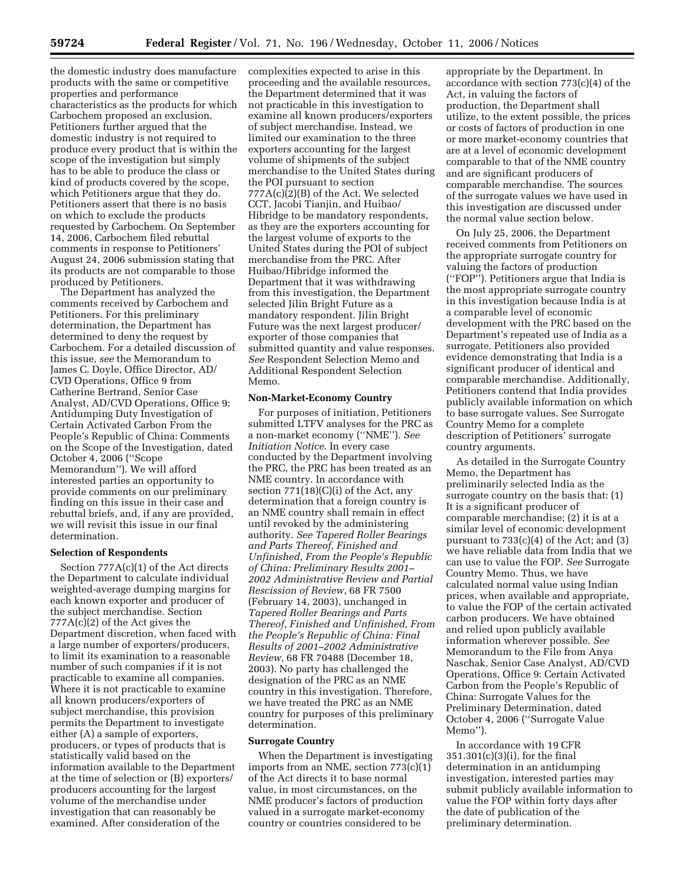the domestic industry does manufacture products with the same or competitive properties and performance characteristics as the products for which Carbochem proposed an exclusion. Petitioners further argued that the domestic industry is not required to produce every product that is within the scope of the investigation but simply has to be able to produce the class or kind of products covered by the scope, which Petitioners argue that they do. Petitioners assert that there is no basis on which to exclude the products requested by Carbochem. On September 14, 2006, Carbochem filed rebuttal comments in response to Petitioners' August 24, 2006 submission stating that its products are not comparable to those produced by Petitioners.

The Department has analyzed the comments received by Carbochem and Petitioners. For this preliminary determination, the Department has determined to deny the request by Carbochem. For a detailed discussion of this issue, *see* the Memorandum to James C. Doyle, Office Director, AD/CVD Operations, Office 9 from Catherine Bertrand, Senior Case Analyst, AD/CVD Operations, Office 9: Antidumping Duty Investigation of Certain Activated Carbon From the People's Republic of China: Comments on the Scope of the Investigation, dated October 4, 2006 (''Scope Memorandum''). We will afford interested parties an opportunity to provide comments on our preliminary finding on this issue in their case and rebuttal briefs, and, if any are provided, we will revisit this issue in our final determination.

**Selection of Respondents**

Section 777A(c)(1) of the Act directs the Department to calculate individual weighted-average dumping margins for each known exporter and producer of the subject merchandise. Section 777A(c)(2) of the Act gives the Department discretion, when faced with a large number of exporters/producers, to limit its examination to a reasonable number of such companies if it is not practicable to examine all companies. Where it is not practicable to examine all known producers/exporters of subject merchandise, this provision permits the Department to investigate either (A) a sample of exporters, producers, or types of products that is statistically valid based on the information available to the Department at the time of selection or (B) exporters/producers accounting for the largest volume of the merchandise under investigation that can reasonably be examined. After consideration of the complexities expected to arise in this proceeding and the available resources, the Department determined that it was not practicable in this investigation to examine all known producers/exporters of subject merchandise. Instead, we limited our examination to the three exporters accounting for the largest volume of shipments of the subject merchandise to the United States during the POI pursuant to section 777A(c)(2)(B) of the Act. We selected CCT, Jacobi Tianjin, and Huibao/Hibridge to be mandatory respondents, as they are the exporters accounting for the largest volume of exports to the United States during the POI of subject merchandise from the PRC. After Huibao/Hibridge informed the Department that it was withdrawing from this investigation, the Department selected Jilin Bright Future as a mandatory respondent. Jilin Bright Future was the next largest producer/exporter of those companies that submitted quantity and value responses. *See* Respondent Selection Memo and Additional Respondent Selection Memo.

**Non-Market-Economy Country**

For purposes of initiation, Petitioners submitted LTFV analyses for the PRC as a non-market economy (''NME''). *See Initiation Notice*. In every case conducted by the Department involving the PRC, the PRC has been treated as an NME country. In accordance with section 771(18)(C)(i) of the Act, any determination that a foreign country is an NME country shall remain in effect until revoked by the administering authority. *See Tapered Roller Bearings and Parts Thereof, Finished and Unfinished, From the People's Republic of China: Preliminary Results 2001–2002 Administrative Review and Partial Rescission of Review*, 68 FR 7500 (February 14, 2003), unchanged in *Tapered Roller Bearings and Parts Thereof, Finished and Unfinished, From the People's Republic of China: Final Results of 2001–2002 Administrative Review*, 68 FR 70488 (December 18, 2003). No party has challenged the designation of the PRC as an NME country in this investigation. Therefore, we have treated the PRC as an NME country for purposes of this preliminary determination.

**Surrogate Country**

When the Department is investigating imports from an NME, section 773(c)(1) of the Act directs it to base normal value, in most circumstances, on the NME producer's factors of production valued in a surrogate market-economy country or countries considered to be appropriate by the Department. In accordance with section 773(c)(4) of the Act, in valuing the factors of production, the Department shall utilize, to the extent possible, the prices or costs of factors of production in one or more market-economy countries that are at a level of economic development comparable to that of the NME country and are significant producers of comparable merchandise. The sources of the surrogate values we have used in this investigation are discussed under the normal value section below.

On July 25, 2006, the Department received comments from Petitioners on the appropriate surrogate country for valuing the factors of production (''FOP''). Petitioners argue that India is the most appropriate surrogate country in this investigation because India is at a comparable level of economic development with the PRC based on the Department's repeated use of India as a surrogate. Petitioners also provided evidence demonstrating that India is a significant producer of identical and comparable merchandise. Additionally, Petitioners contend that India provides publicly available information on which to base surrogate values. See Surrogate Country Memo for a complete description of Petitioners' surrogate country arguments.

As detailed in the Surrogate Country Memo, the Department has preliminarily selected India as the surrogate country on the basis that: (1) It is a significant producer of comparable merchandise; (2) it is at a similar level of economic development pursuant to 733(c)(4) of the Act; and (3) we have reliable data from India that we can use to value the FOP. *See* Surrogate Country Memo. Thus, we have calculated normal value using Indian prices, when available and appropriate, to value the FOP of the certain activated carbon producers. We have obtained and relied upon publicly available information wherever possible. *See* Memorandum to the File from Anya Naschak, Senior Case Analyst, AD/CVD Operations, Office 9: Certain Activated Carbon from the People's Republic of China: Surrogate Values for the Preliminary Determination, dated October 4, 2006 (''Surrogate Value Memo'').

In accordance with 19 CFR 351.301(c)(3)(i), for the final determination in an antidumping investigation, interested parties may submit publicly available information to value the FOP within forty days after the date of publication of the preliminary determination.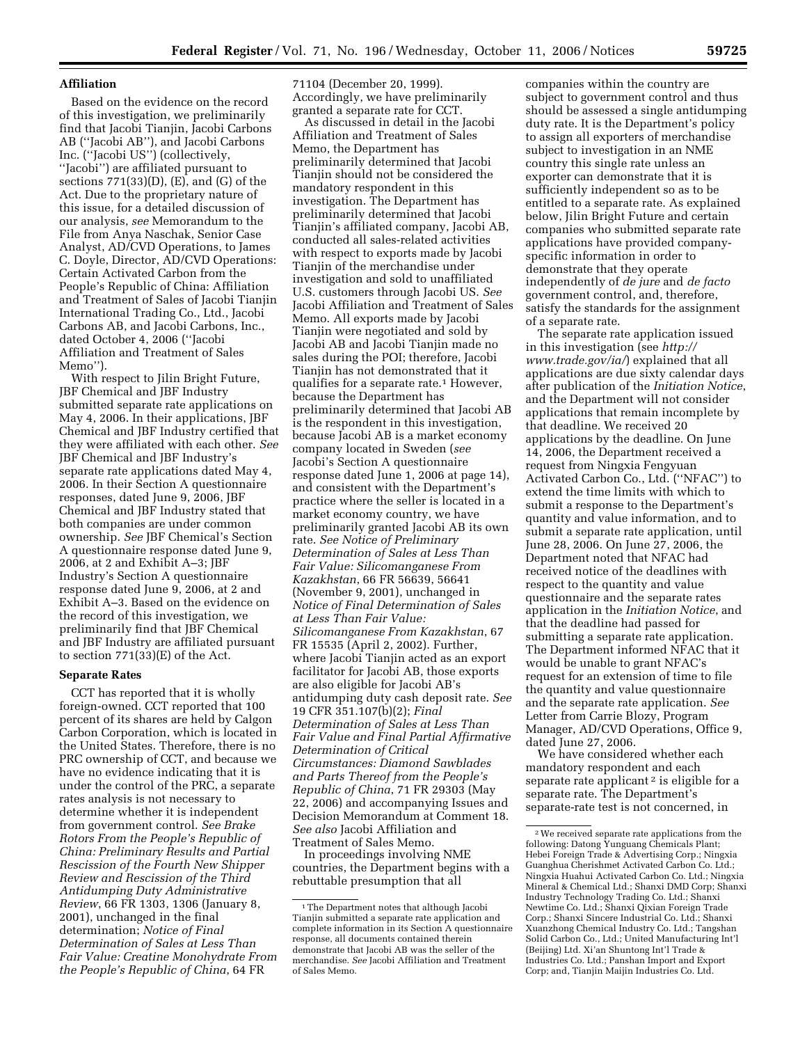### Affiliation

Based on the evidence on the record of this investigation, we preliminarily find that Jacobi Tianjin, Jacobi Carbons AB (''Jacobi AB''), and Jacobi Carbons Inc. (''Jacobi US'') (collectively, ''Jacobi'') are affiliated pursuant to sections 771(33)(D), (E), and (G) of the Act. Due to the proprietary nature of this issue, for a detailed discussion of our analysis, *see* Memorandum to the File from Anya Naschak, Senior Case Analyst, AD/CVD Operations, to James C. Doyle, Director, AD/CVD Operations: Certain Activated Carbon from the People's Republic of China: Affiliation and Treatment of Sales of Jacobi Tianjin International Trading Co., Ltd., Jacobi Carbons AB, and Jacobi Carbons, Inc., dated October 4, 2006 (''Jacobi Affiliation and Treatment of Sales Memo'').

With respect to Jilin Bright Future, JBF Chemical and JBF Industry submitted separate rate applications on May 4, 2006. In their applications, JBF Chemical and JBF Industry certified that they were affiliated with each other. *See* JBF Chemical and JBF Industry's separate rate applications dated May 4, 2006. In their Section A questionnaire responses, dated June 9, 2006, JBF Chemical and JBF Industry stated that both companies are under common ownership. *See* JBF Chemical's Section A questionnaire response dated June 9, 2006, at 2 and Exhibit A–3; JBF Industry's Section A questionnaire response dated June 9, 2006, at 2 and Exhibit A–3. Based on the evidence on the record of this investigation, we preliminarily find that JBF Chemical and JBF Industry are affiliated pursuant to section 771(33)(E) of the Act.

### Separate Rates

CCT has reported that it is wholly foreign-owned. CCT reported that 100 percent of its shares are held by Calgon Carbon Corporation, which is located in the United States. Therefore, there is no PRC ownership of CCT, and because we have no evidence indicating that it is under the control of the PRC, a separate rates analysis is not necessary to determine whether it is independent from government control. *See Brake Rotors From the People's Republic of China: Preliminary Results and Partial Rescission of the Fourth New Shipper Review and Rescission of the Third Antidumping Duty Administrative Review*, 66 FR 1303, 1306 (January 8, 2001), unchanged in the final determination; *Notice of Final Determination of Sales at Less Than Fair Value: Creatine Monohydrate From the People's Republic of China*, 64 FR 71104 (December 20, 1999). Accordingly, we have preliminarily granted a separate rate for CCT.

As discussed in detail in the Jacobi Affiliation and Treatment of Sales Memo, the Department has preliminarily determined that Jacobi Tianjin should not be considered the mandatory respondent in this investigation. The Department has preliminarily determined that Jacobi Tianjin's affiliated company, Jacobi AB, conducted all sales-related activities with respect to exports made by Jacobi Tianjin of the merchandise under investigation and sold to unaffiliated U.S. customers through Jacobi US. *See* Jacobi Affiliation and Treatment of Sales Memo. All exports made by Jacobi Tianjin were negotiated and sold by Jacobi AB and Jacobi Tianjin made no sales during the POI; therefore, Jacobi Tianjin has not demonstrated that it qualifies for a separate rate.[1] However, because the Department has preliminarily determined that Jacobi AB is the respondent in this investigation, because Jacobi AB is a market economy company located in Sweden (*see* Jacobi's Section A questionnaire response dated June 1, 2006 at page 14), and consistent with the Department's practice where the seller is located in a market economy country, we have preliminarily granted Jacobi AB its own rate. *See Notice of Preliminary Determination of Sales at Less Than Fair Value: Silicomanganese From Kazakhstan*, 66 FR 56639, 56641 (November 9, 2001), unchanged in *Notice of Final Determination of Sales at Less Than Fair Value: Silicomanganese From Kazakhstan*, 67 FR 15535 (April 2, 2002). Further, where Jacobi Tianjin acted as an export facilitator for Jacobi AB, those exports are also eligible for Jacobi AB's antidumping duty cash deposit rate. *See* 19 CFR 351.107(b)(2); *Final Determination of Sales at Less Than Fair Value and Final Partial Affirmative Determination of Critical Circumstances: Diamond Sawblades and Parts Thereof from the People's Republic of China*, 71 FR 29303 (May 22, 2006) and accompanying Issues and Decision Memorandum at Comment 18. *See also* Jacobi Affiliation and Treatment of Sales Memo.

In proceedings involving NME countries, the Department begins with a rebuttable presumption that all companies within the country are subject to government control and thus should be assessed a single antidumping duty rate. It is the Department's policy to assign all exporters of merchandise subject to investigation in an NME country this single rate unless an exporter can demonstrate that it is sufficiently independent so as to be entitled to a separate rate. As explained below, Jilin Bright Future and certain companies who submitted separate rate applications have provided company-specific information in order to demonstrate that they operate independently of *de jure* and *de facto* government control, and, therefore, satisfy the standards for the assignment of a separate rate.

The separate rate application issued in this investigation (see *http://www.trade.gov/ia/*) explained that all applications are due sixty calendar days after publication of the *Initiation Notice*, and the Department will not consider applications that remain incomplete by that deadline. We received 20 applications by the deadline. On June 14, 2006, the Department received a request from Ningxia Fengyuan Activated Carbon Co., Ltd. (''NFAC'') to extend the time limits with which to submit a response to the Department's quantity and value information, and to submit a separate rate application, until June 28, 2006. On June 27, 2006, the Department noted that NFAC had received notice of the deadlines with respect to the quantity and value questionnaire and the separate rates application in the *Initiation Notice*, and that the deadline had passed for submitting a separate rate application. The Department informed NFAC that it would be unable to grant NFAC's request for an extension of time to file the quantity and value questionnaire and the separate rate application. *See* Letter from Carrie Blozy, Program Manager, AD/CVD Operations, Office 9, dated June 27, 2006.

We have considered whether each mandatory respondent and each separate rate applicant[2] is eligible for a separate rate. The Department's separate-rate test is not concerned, in

---

[1] The Department notes that although Jacobi Tianjin submitted a separate rate application and complete information in its Section A questionnaire response, all documents contained therein demonstrate that Jacobi AB was the seller of the merchandise. *See* Jacobi Affiliation and Treatment of Sales Memo.

[2] We received separate rate applications from the following: Datong Yunguang Chemicals Plant; Hebei Foreign Trade & Advertising Corp.; Ningxia Guanghua Cherishmet Activated Carbon Co. Ltd.; Ningxia Huahui Activated Carbon Co. Ltd.; Ningxia Mineral & Chemical Ltd.; Shanxi DMD Corp; Shanxi Industry Technology Trading Co. Ltd.; Shanxi Newtime Co. Ltd.; Shanxi Qixian Foreign Trade Corp.; Shanxi Sincere Industrial Co. Ltd.; Shanxi Xuanzhong Chemical Industry Co. Ltd.; Tangshan Solid Carbon Co., Ltd.; United Manufacturing Int'l (Beijing) Ltd. Xi'an Shuntong Int'l Trade & Industries Co. Ltd.; Panshan Import and Export Corp; and, Tianjin Maijin Industries Co. Ltd.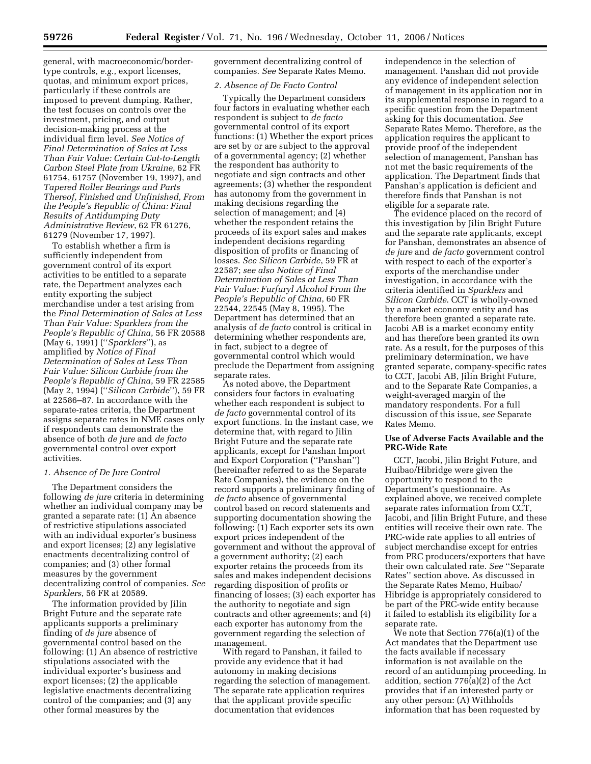general, with macroeconomic/border-type controls, *e.g.*, export licenses, quotas, and minimum export prices, particularly if these controls are imposed to prevent dumping. Rather, the test focuses on controls over the investment, pricing, and output decision-making process at the individual firm level. *See Notice of Final Determination of Sales at Less Than Fair Value: Certain Cut-to-Length Carbon Steel Plate from Ukraine*, 62 FR 61754, 61757 (November 19, 1997), and *Tapered Roller Bearings and Parts Thereof, Finished and Unfinished, From the People's Republic of China: Final Results of Antidumping Duty Administrative Review*, 62 FR 61276, 61279 (November 17, 1997).

To establish whether a firm is sufficiently independent from government control of its export activities to be entitled to a separate rate, the Department analyzes each entity exporting the subject merchandise under a test arising from the *Final Determination of Sales at Less Than Fair Value: Sparklers from the People's Republic of China*, 56 FR 20588 (May 6, 1991) (''*Sparklers*''), as amplified by *Notice of Final Determination of Sales at Less Than Fair Value: Silicon Carbide from the People's Republic of China*, 59 FR 22585 (May 2, 1994) (''*Silicon Carbide*''), 59 FR at 22586–87. In accordance with the separate-rates criteria, the Department assigns separate rates in NME cases only if respondents can demonstrate the absence of both *de jure* and *de facto* governmental control over export activities.

*1. Absence of De Jure Control*

The Department considers the following *de jure* criteria in determining whether an individual company may be granted a separate rate: (1) An absence of restrictive stipulations associated with an individual exporter's business and export licenses; (2) any legislative enactments decentralizing control of companies; and (3) other formal measures by the government decentralizing control of companies. *See Sparklers*, 56 FR at 20589.

The information provided by Jilin Bright Future and the separate rate applicants supports a preliminary finding of *de jure* absence of governmental control based on the following: (1) An absence of restrictive stipulations associated with the individual exporter's business and export licenses; (2) the applicable legislative enactments decentralizing control of the companies; and (3) any other formal measures by the government decentralizing control of companies. *See* Separate Rates Memo.

*2. Absence of De Facto Control*

Typically the Department considers four factors in evaluating whether each respondent is subject to *de facto* governmental control of its export functions: (1) Whether the export prices are set by or are subject to the approval of a governmental agency; (2) whether the respondent has authority to negotiate and sign contracts and other agreements; (3) whether the respondent has autonomy from the government in making decisions regarding the selection of management; and (4) whether the respondent retains the proceeds of its export sales and makes independent decisions regarding disposition of profits or financing of losses. *See Silicon Carbide*, 59 FR at 22587; *see also Notice of Final Determination of Sales at Less Than Fair Value: Furfuryl Alcohol From the People's Republic of China*, 60 FR 22544, 22545 (May 8, 1995). The Department has determined that an analysis of *de facto* control is critical in determining whether respondents are, in fact, subject to a degree of governmental control which would preclude the Department from assigning separate rates.

As noted above, the Department considers four factors in evaluating whether each respondent is subject to *de facto* governmental control of its export functions. In the instant case, we determine that, with regard to Jilin Bright Future and the separate rate applicants, except for Panshan Import and Export Corporation (''Panshan'') (hereinafter referred to as the Separate Rate Companies), the evidence on the record supports a preliminary finding of *de facto* absence of governmental control based on record statements and supporting documentation showing the following: (1) Each exporter sets its own export prices independent of the government and without the approval of a government authority; (2) each exporter retains the proceeds from its sales and makes independent decisions regarding disposition of profits or financing of losses; (3) each exporter has the authority to negotiate and sign contracts and other agreements; and (4) each exporter has autonomy from the government regarding the selection of management.

With regard to Panshan, it failed to provide any evidence that it had autonomy in making decisions regarding the selection of management. The separate rate application requires that the applicant provide specific documentation that evidences independence in the selection of management. Panshan did not provide any evidence of independent selection of management in its application nor in its supplemental response in regard to a specific question from the Department asking for this documentation. *See* Separate Rates Memo. Therefore, as the application requires the applicant to provide proof of the independent selection of management, Panshan has not met the basic requirements of the application. The Department finds that Panshan's application is deficient and therefore finds that Panshan is not eligible for a separate rate.

The evidence placed on the record of this investigation by Jilin Bright Future and the separate rate applicants, except for Panshan, demonstrates an absence of *de jure* and *de facto* government control with respect to each of the exporter's exports of the merchandise under investigation, in accordance with the criteria identified in *Sparklers* and *Silicon Carbide*. CCT is wholly-owned by a market economy entity and has therefore been granted a separate rate. Jacobi AB is a market economy entity and has therefore been granted its own rate. As a result, for the purposes of this preliminary determination, we have granted separate, company-specific rates to CCT, Jacobi AB, Jilin Bright Future, and to the Separate Rate Companies, a weight-averaged margin of the mandatory respondents. For a full discussion of this issue, *see* Separate Rates Memo.

### Use of Adverse Facts Available and the PRC-Wide Rate

CCT, Jacobi, Jilin Bright Future, and Huibao/Hibridge were given the opportunity to respond to the Department's questionnaire. As explained above, we received complete separate rates information from CCT, Jacobi, and Jilin Bright Future, and these entities will receive their own rate. The PRC-wide rate applies to all entries of subject merchandise except for entries from PRC producers/exporters that have their own calculated rate. *See* ''Separate Rates'' section above. As discussed in the Separate Rates Memo, Huibao/Hibridge is appropriately considered to be part of the PRC-wide entity because it failed to establish its eligibility for a separate rate.

We note that Section 776(a)(1) of the Act mandates that the Department use the facts available if necessary information is not available on the record of an antidumping proceeding. In addition, section 776(a)(2) of the Act provides that if an interested party or any other person: (A) Withholds information that has been requested by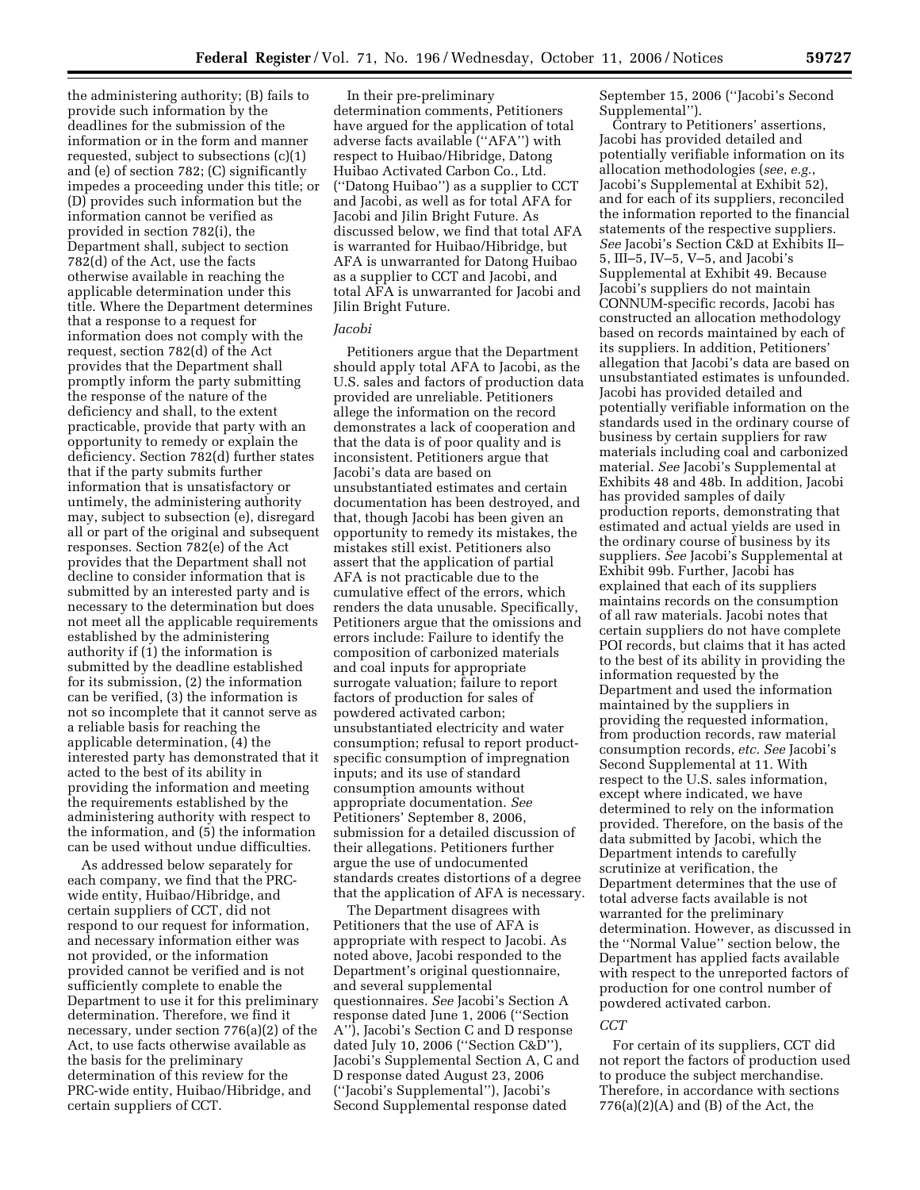the administering authority; (B) fails to provide such information by the deadlines for the submission of the information or in the form and manner requested, subject to subsections (c)(1) and (e) of section 782; (C) significantly impedes a proceeding under this title; or (D) provides such information but the information cannot be verified as provided in section 782(i), the Department shall, subject to section 782(d) of the Act, use the facts otherwise available in reaching the applicable determination under this title. Where the Department determines that a response to a request for information does not comply with the request, section 782(d) of the Act provides that the Department shall promptly inform the party submitting the response of the nature of the deficiency and shall, to the extent practicable, provide that party with an opportunity to remedy or explain the deficiency. Section 782(d) further states that if the party submits further information that is unsatisfactory or untimely, the administering authority may, subject to subsection (e), disregard all or part of the original and subsequent responses. Section 782(e) of the Act provides that the Department shall not decline to consider information that is submitted by an interested party and is necessary to the determination but does not meet all the applicable requirements established by the administering authority if (1) the information is submitted by the deadline established for its submission, (2) the information can be verified, (3) the information is not so incomplete that it cannot serve as a reliable basis for reaching the applicable determination, (4) the interested party has demonstrated that it acted to the best of its ability in providing the information and meeting the requirements established by the administering authority with respect to the information, and (5) the information can be used without undue difficulties.

As addressed below separately for each company, we find that the PRC-wide entity, Huibao/Hibridge, and certain suppliers of CCT, did not respond to our request for information, and necessary information either was not provided, or the information provided cannot be verified and is not sufficiently complete to enable the Department to use it for this preliminary determination. Therefore, we find it necessary, under section 776(a)(2) of the Act, to use facts otherwise available as the basis for the preliminary determination of this review for the PRC-wide entity, Huibao/Hibridge, and certain suppliers of CCT.

In their pre-preliminary determination comments, Petitioners have argued for the application of total adverse facts available (''AFA'') with respect to Huibao/Hibridge, Datong Huibao Activated Carbon Co., Ltd. (''Datong Huibao'') as a supplier to CCT and Jacobi, as well as for total AFA for Jacobi and Jilin Bright Future. As discussed below, we find that total AFA is warranted for Huibao/Hibridge, but AFA is unwarranted for Datong Huibao as a supplier to CCT and Jacobi, and total AFA is unwarranted for Jacobi and Jilin Bright Future.

*Jacobi*

Petitioners argue that the Department should apply total AFA to Jacobi, as the U.S. sales and factors of production data provided are unreliable. Petitioners allege the information on the record demonstrates a lack of cooperation and that the data is of poor quality and is inconsistent. Petitioners argue that Jacobi's data are based on unsubstantiated estimates and certain documentation has been destroyed, and that, though Jacobi has been given an opportunity to remedy its mistakes, the mistakes still exist. Petitioners also assert that the application of partial AFA is not practicable due to the cumulative effect of the errors, which renders the data unusable. Specifically, Petitioners argue that the omissions and errors include: Failure to identify the composition of carbonized materials and coal inputs for appropriate surrogate valuation; failure to report factors of production for sales of powdered activated carbon; unsubstantiated electricity and water consumption; refusal to report product-specific consumption of impregnation inputs; and its use of standard consumption amounts without appropriate documentation. *See* Petitioners' September 8, 2006, submission for a detailed discussion of their allegations. Petitioners further argue the use of undocumented standards creates distortions of a degree that the application of AFA is necessary.

The Department disagrees with Petitioners that the use of AFA is appropriate with respect to Jacobi. As noted above, Jacobi responded to the Department's original questionnaire, and several supplemental questionnaires. *See* Jacobi's Section A response dated June 1, 2006 (''Section A''), Jacobi's Section C and D response dated July 10, 2006 (''Section C&D''), Jacobi's Supplemental Section A, C and D response dated August 23, 2006 (''Jacobi's Supplemental''), Jacobi's Second Supplemental response dated September 15, 2006 (''Jacobi's Second Supplemental'').

Contrary to Petitioners' assertions, Jacobi has provided detailed and potentially verifiable information on its allocation methodologies (*see*, *e.g.*, Jacobi's Supplemental at Exhibit 52), and for each of its suppliers, reconciled the information reported to the financial statements of the respective suppliers. *See* Jacobi's Section C&D at Exhibits II–5, III–5, IV–5, V–5, and Jacobi's Supplemental at Exhibit 49. Because Jacobi's suppliers do not maintain CONNUM-specific records, Jacobi has constructed an allocation methodology based on records maintained by each of its suppliers. In addition, Petitioners' allegation that Jacobi's data are based on unsubstantiated estimates is unfounded. Jacobi has provided detailed and potentially verifiable information on the standards used in the ordinary course of business by certain suppliers for raw materials including coal and carbonized material. *See* Jacobi's Supplemental at Exhibits 48 and 48b. In addition, Jacobi has provided samples of daily production reports, demonstrating that estimated and actual yields are used in the ordinary course of business by its suppliers. *See* Jacobi's Supplemental at Exhibit 99b. Further, Jacobi has explained that each of its suppliers maintains records on the consumption of all raw materials. Jacobi notes that certain suppliers do not have complete POI records, but claims that it has acted to the best of its ability in providing the information requested by the Department and used the information maintained by the suppliers in providing the requested information, from production records, raw material consumption records, *etc. See* Jacobi's Second Supplemental at 11. With respect to the U.S. sales information, except where indicated, we have determined to rely on the information provided. Therefore, on the basis of the data submitted by Jacobi, which the Department intends to carefully scrutinize at verification, the Department determines that the use of total adverse facts available is not warranted for the preliminary determination. However, as discussed in the ''Normal Value'' section below, the Department has applied facts available with respect to the unreported factors of production for one control number of powdered activated carbon.

*CCT*

For certain of its suppliers, CCT did not report the factors of production used to produce the subject merchandise. Therefore, in accordance with sections 776(a)(2)(A) and (B) of the Act, the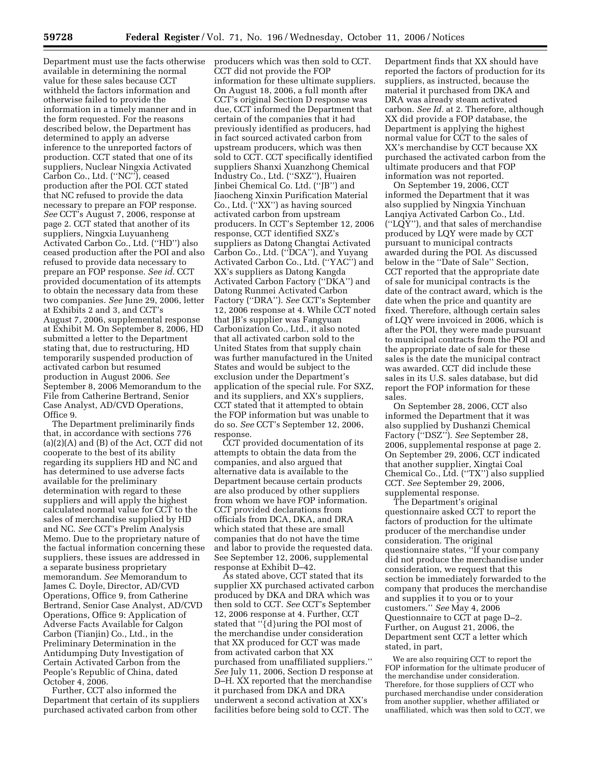Department must use the facts otherwise available in determining the normal value for these sales because CCT withheld the factors information and otherwise failed to provide the information in a timely manner and in the form requested. For the reasons described below, the Department has determined to apply an adverse inference to the unreported factors of production. CCT stated that one of its suppliers, Nuclear Ningxia Activated Carbon Co., Ltd. (''NC''), ceased production after the POI. CCT stated that NC refused to provide the data necessary to prepare an FOP response. *See* CCT's August 7, 2006, response at page 2. CCT stated that another of its suppliers, Ningxia Luyuanheng Activated Carbon Co., Ltd. (''HD'') also ceased production after the POI and also refused to provide data necessary to prepare an FOP response. *See id.* CCT provided documentation of its attempts to obtain the necessary data from these two companies. *See* June 29, 2006, letter at Exhibits 2 and 3, and CCT's August 7, 2006, supplemental response at Exhibit M. On September 8, 2006, HD submitted a letter to the Department stating that, due to restructuring, HD temporarily suspended production of activated carbon but resumed production in August 2006. *See* September 8, 2006 Memorandum to the File from Catherine Bertrand, Senior Case Analyst, AD/CVD Operations, Office 9.

The Department preliminarily finds that, in accordance with sections 776 (a)(2)(A) and (B) of the Act, CCT did not cooperate to the best of its ability regarding its suppliers HD and NC and has determined to use adverse facts available for the preliminary determination with regard to these suppliers and will apply the highest calculated normal value for CCT to the sales of merchandise supplied by HD and NC. *See* CCT's Prelim Analysis Memo. Due to the proprietary nature of the factual information concerning these suppliers, these issues are addressed in a separate business proprietary memorandum. *See* Memorandum to James C. Doyle, Director, AD/CVD Operations, Office 9, from Catherine Bertrand, Senior Case Analyst, AD/CVD Operations, Office 9: Application of Adverse Facts Available for Calgon Carbon (Tianjin) Co., Ltd., in the Preliminary Determination in the Antidumping Duty Investigation of Certain Activated Carbon from the People's Republic of China, dated October 4, 2006.

Further, CCT also informed the Department that certain of its suppliers purchased activated carbon from other producers which was then sold to CCT. CCT did not provide the FOP information for these ultimate suppliers. On August 18, 2006, a full month after CCT's original Section D response was due, CCT informed the Department that certain of the companies that it had previously identified as producers, had in fact sourced activated carbon from upstream producers, which was then sold to CCT. CCT specifically identified suppliers Shanxi Xuanzhong Chemical Industry Co., Ltd. (''SXZ''), Huairen Jinbei Chemical Co. Ltd. (''JB'') and Jiaocheng Xinxin Purification Material Co., Ltd. (''XX'') as having sourced activated carbon from upstream producers. In CCT's September 12, 2006 response, CCT identified SXZ's suppliers as Datong Changtai Activated Carbon Co., Ltd. (''DCA''), and Yuyang Activated Carbon Co., Ltd. (''YAC'') and XX's suppliers as Datong Kangda Activated Carbon Factory (''DKA'') and Datong Runmei Activated Carbon Factory (''DRA''). *See* CCT's September 12, 2006 response at 4. While CCT noted that JB's supplier was Fangyuan Carbonization Co., Ltd., it also noted that all activated carbon sold to the United States from that supply chain was further manufactured in the United States and would be subject to the exclusion under the Department's application of the special rule. For SXZ, and its suppliers, and XX's suppliers, CCT stated that it attempted to obtain the FOP information but was unable to do so. *See* CCT's September 12, 2006, response.

CCT provided documentation of its attempts to obtain the data from the companies, and also argued that alternative data is available to the Department because certain products are also produced by other suppliers from whom we have FOP information. CCT provided declarations from officials from DCA, DKA, and DRA which stated that these are small companies that do not have the time and labor to provide the requested data. See September 12, 2006, supplemental response at Exhibit D–42.

As stated above, CCT stated that its supplier XX purchased activated carbon produced by DKA and DRA which was then sold to CCT. *See* CCT's September 12, 2006 response at 4. Further, CCT stated that ''{d}uring the POI most of the merchandise under consideration that XX produced for CCT was made from activated carbon that XX purchased from unaffiliated suppliers.'' *See* July 11, 2006, Section D response at D–H. XX reported that the merchandise it purchased from DKA and DRA underwent a second activation at XX's facilities before being sold to CCT. The Department finds that XX should have reported the factors of production for its suppliers, as instructed, because the material it purchased from DKA and DRA was already steam activated carbon. *See Id.* at 2. Therefore, although XX did provide a FOP database, the Department is applying the highest normal value for CCT to the sales of XX's merchandise by CCT because XX purchased the activated carbon from the ultimate producers and that FOP information was not reported.

On September 19, 2006, CCT informed the Department that it was also supplied by Ningxia Yinchuan Lanqiya Activated Carbon Co., Ltd. (''LQY''), and that sales of merchandise produced by LQY were made by CCT pursuant to municipal contracts awarded during the POI. As discussed below in the ''Date of Sale'' Section, CCT reported that the appropriate date of sale for municipal contracts is the date of the contract award, which is the date when the price and quantity are fixed. Therefore, although certain sales of LQY were invoiced in 2006, which is after the POI, they were made pursuant to municipal contracts from the POI and the appropriate date of sale for these sales is the date the municipal contract was awarded. CCT did include these sales in its U.S. sales database, but did report the FOP information for these sales.

On September 28, 2006, CCT also informed the Department that it was also supplied by Dushanzi Chemical Factory (''DSZ''). *See* September 28, 2006, supplemental response at page 2. On September 29, 2006, CCT indicated that another supplier, Xingtai Coal Chemical Co., Ltd. (''TX'') also supplied CCT. *See* September 29, 2006, supplemental response.

The Department's original questionnaire asked CCT to report the factors of production for the ultimate producer of the merchandise under consideration. The original questionnaire states, ''If your company did not produce the merchandise under consideration, we request that this section be immediately forwarded to the company that produces the merchandise and supplies it to you or to your customers.'' *See* May 4, 2006 Questionnaire to CCT at page D–2. Further, on August 21, 2006, the Department sent CCT a letter which stated, in part,

> We are also requiring CCT to report the FOP information for the ultimate producer of the merchandise under consideration. Therefore, for those suppliers of CCT who purchased merchandise under consideration from another supplier, whether affiliated or unaffiliated, which was then sold to CCT, we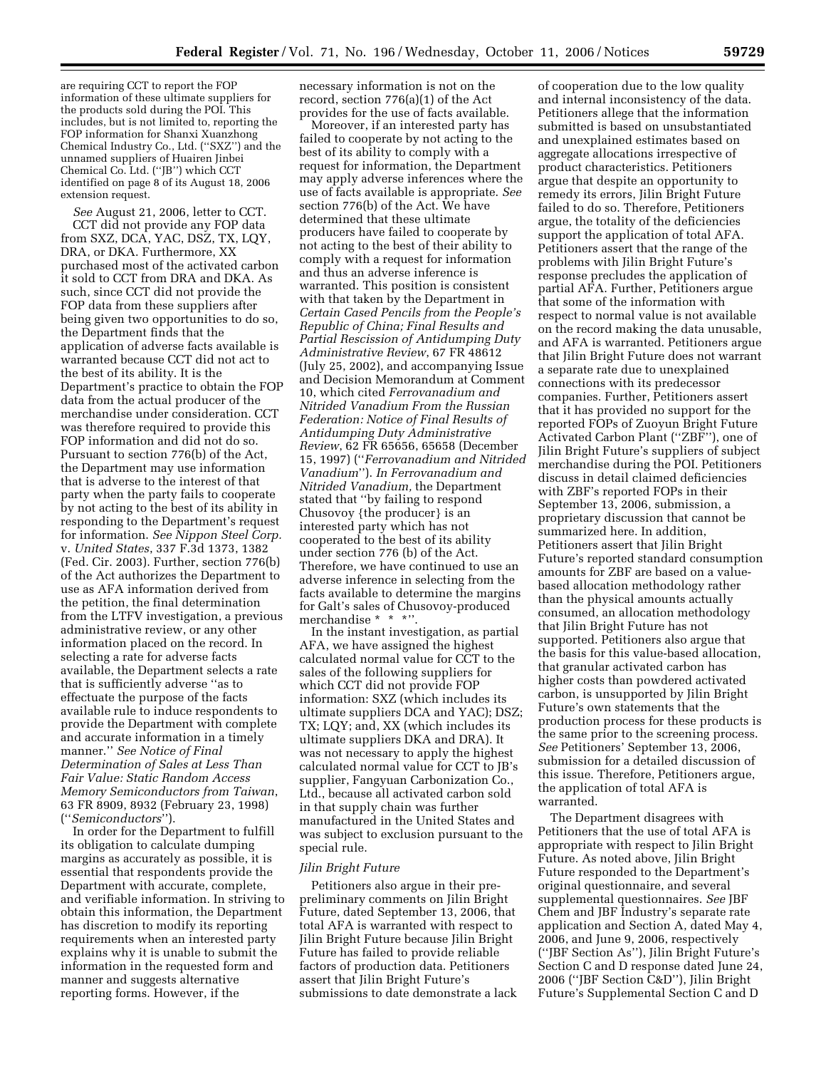are requiring CCT to report the FOP information of these ultimate suppliers for the products sold during the POI. This includes, but is not limited to, reporting the FOP information for Shanxi Xuanzhong Chemical Industry Co., Ltd. (''SXZ'') and the unnamed suppliers of Huairen Jinbei Chemical Co. Ltd. (''JB'') which CCT identified on page 8 of its August 18, 2006 extension request.

*See* August 21, 2006, letter to CCT.

CCT did not provide any FOP data from SXZ, DCA, YAC, DSZ, TX, LQY, DRA, or DKA. Furthermore, XX purchased most of the activated carbon it sold to CCT from DRA and DKA. As such, since CCT did not provide the FOP data from these suppliers after being given two opportunities to do so, the Department finds that the application of adverse facts available is warranted because CCT did not act to the best of its ability. It is the Department's practice to obtain the FOP data from the actual producer of the merchandise under consideration. CCT was therefore required to provide this FOP information and did not do so. Pursuant to section 776(b) of the Act, the Department may use information that is adverse to the interest of that party when the party fails to cooperate by not acting to the best of its ability in responding to the Department's request for information. *See Nippon Steel Corp.* v. *United States*, 337 F.3d 1373, 1382 (Fed. Cir. 2003). Further, section 776(b) of the Act authorizes the Department to use as AFA information derived from the petition, the final determination from the LTFV investigation, a previous administrative review, or any other information placed on the record. In selecting a rate for adverse facts available, the Department selects a rate that is sufficiently adverse ''as to effectuate the purpose of the facts available rule to induce respondents to provide the Department with complete and accurate information in a timely manner.'' *See Notice of Final Determination of Sales at Less Than Fair Value: Static Random Access Memory Semiconductors from Taiwan*, 63 FR 8909, 8932 (February 23, 1998) (''*Semiconductors*'').

In order for the Department to fulfill its obligation to calculate dumping margins as accurately as possible, it is essential that respondents provide the Department with accurate, complete, and verifiable information. In striving to obtain this information, the Department has discretion to modify its reporting requirements when an interested party explains why it is unable to submit the information in the requested form and manner and suggests alternative reporting forms. However, if the necessary information is not on the record, section 776(a)(1) of the Act provides for the use of facts available.

Moreover, if an interested party has failed to cooperate by not acting to the best of its ability to comply with a request for information, the Department may apply adverse inferences where the use of facts available is appropriate. *See* section 776(b) of the Act. We have determined that these ultimate producers have failed to cooperate by not acting to the best of their ability to comply with a request for information and thus an adverse inference is warranted. This position is consistent with that taken by the Department in *Certain Cased Pencils from the People's Republic of China; Final Results and Partial Rescission of Antidumping Duty Administrative Review*, 67 FR 48612 (July 25, 2002), and accompanying Issue and Decision Memorandum at Comment 10, which cited *Ferrovanadium and Nitrided Vanadium From the Russian Federation: Notice of Final Results of Antidumping Duty Administrative Review*, 62 FR 65656, 65658 (December 15, 1997) (''*Ferrovanadium and Nitrided Vanadium*''). *In Ferrovanadium and Nitrided Vanadium,* the Department stated that ''by failing to respond Chusovoy {the producer} is an interested party which has not cooperated to the best of its ability under section 776 (b) of the Act. Therefore, we have continued to use an adverse inference in selecting from the facts available to determine the margins for Galt's sales of Chusovoy-produced merchandise * * *''.

In the instant investigation, as partial AFA, we have assigned the highest calculated normal value for CCT to the sales of the following suppliers for which CCT did not provide FOP information: SXZ (which includes its ultimate suppliers DCA and YAC); DSZ; TX; LQY; and, XX (which includes its ultimate suppliers DKA and DRA). It was not necessary to apply the highest calculated normal value for CCT to JB's supplier, Fangyuan Carbonization Co., Ltd., because all activated carbon sold in that supply chain was further manufactured in the United States and was subject to exclusion pursuant to the special rule.

*Jilin Bright Future*

Petitioners also argue in their pre-preliminary comments on Jilin Bright Future, dated September 13, 2006, that total AFA is warranted with respect to Jilin Bright Future because Jilin Bright Future has failed to provide reliable factors of production data. Petitioners assert that Jilin Bright Future's submissions to date demonstrate a lack of cooperation due to the low quality and internal inconsistency of the data. Petitioners allege that the information submitted is based on unsubstantiated and unexplained estimates based on aggregate allocations irrespective of product characteristics. Petitioners argue that despite an opportunity to remedy its errors, Jilin Bright Future failed to do so. Therefore, Petitioners argue, the totality of the deficiencies support the application of total AFA. Petitioners assert that the range of the problems with Jilin Bright Future's response precludes the application of partial AFA. Further, Petitioners argue that some of the information with respect to normal value is not available on the record making the data unusable, and AFA is warranted. Petitioners argue that Jilin Bright Future does not warrant a separate rate due to unexplained connections with its predecessor companies. Further, Petitioners assert that it has provided no support for the reported FOPs of Zuoyun Bright Future Activated Carbon Plant (''ZBF''), one of Jilin Bright Future's suppliers of subject merchandise during the POI. Petitioners discuss in detail claimed deficiencies with ZBF's reported FOPs in their September 13, 2006, submission, a proprietary discussion that cannot be summarized here. In addition, Petitioners assert that Jilin Bright Future's reported standard consumption amounts for ZBF are based on a value-based allocation methodology rather than the physical amounts actually consumed, an allocation methodology that Jilin Bright Future has not supported. Petitioners also argue that the basis for this value-based allocation, that granular activated carbon has higher costs than powdered activated carbon, is unsupported by Jilin Bright Future's own statements that the production process for these products is the same prior to the screening process. *See* Petitioners' September 13, 2006, submission for a detailed discussion of this issue. Therefore, Petitioners argue, the application of total AFA is warranted.

The Department disagrees with Petitioners that the use of total AFA is appropriate with respect to Jilin Bright Future. As noted above, Jilin Bright Future responded to the Department's original questionnaire, and several supplemental questionnaires. *See* JBF Chem and JBF Industry's separate rate application and Section A, dated May 4, 2006, and June 9, 2006, respectively (''JBF Section As''), Jilin Bright Future's Section C and D response dated June 24, 2006 (''JBF Section C&D''), Jilin Bright Future's Supplemental Section C and D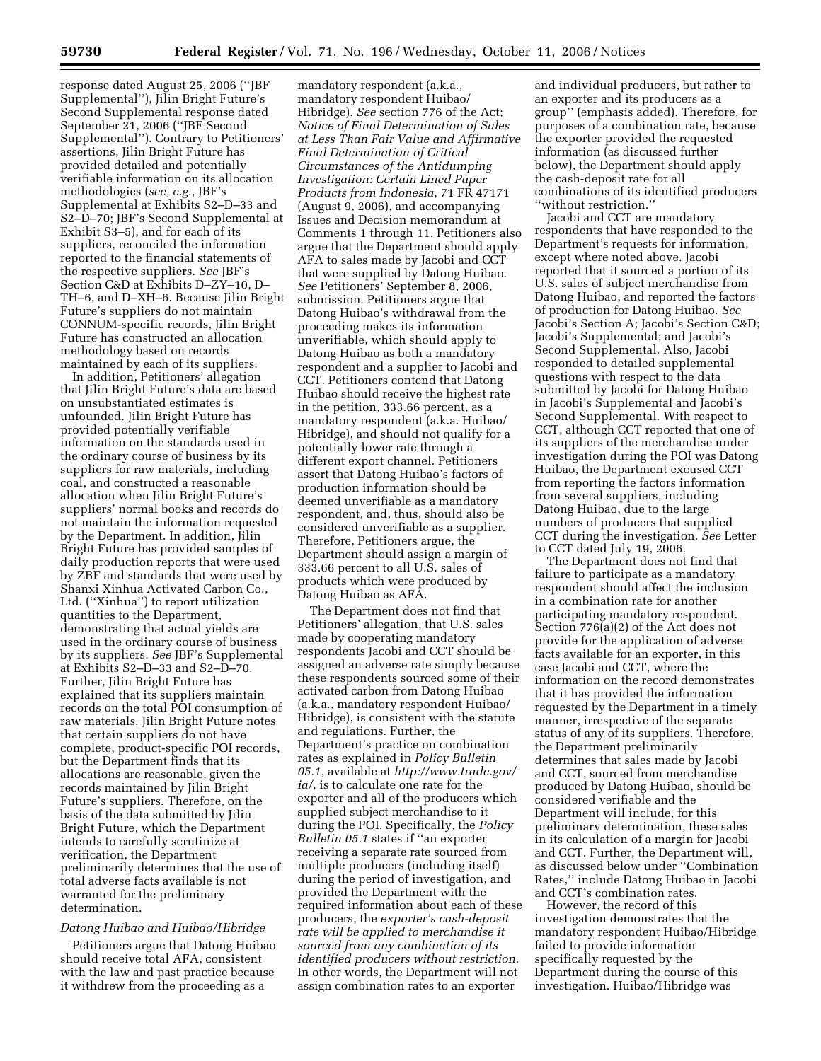response dated August 25, 2006 (''JBF Supplemental''), Jilin Bright Future's Second Supplemental response dated September 21, 2006 (''JBF Second Supplemental''). Contrary to Petitioners' assertions, Jilin Bright Future has provided detailed and potentially verifiable information on its allocation methodologies (*see, e.g.*, JBF's Supplemental at Exhibits S2–D–33 and S2–D–70; JBF's Second Supplemental at Exhibit S3–5), and for each of its suppliers, reconciled the information reported to the financial statements of the respective suppliers. *See* JBF's Section C&D at Exhibits D–ZY–10, D–TH–6, and D–XH–6. Because Jilin Bright Future's suppliers do not maintain CONNUM-specific records, Jilin Bright Future has constructed an allocation methodology based on records maintained by each of its suppliers.

In addition, Petitioners' allegation that Jilin Bright Future's data are based on unsubstantiated estimates is unfounded. Jilin Bright Future has provided potentially verifiable information on the standards used in the ordinary course of business by its suppliers for raw materials, including coal, and constructed a reasonable allocation when Jilin Bright Future's suppliers' normal books and records do not maintain the information requested by the Department. In addition, Jilin Bright Future has provided samples of daily production reports that were used by ZBF and standards that were used by Shanxi Xinhua Activated Carbon Co., Ltd. (''Xinhua'') to report utilization quantities to the Department, demonstrating that actual yields are used in the ordinary course of business by its suppliers. *See* JBF's Supplemental at Exhibits S2–D–33 and S2–D–70. Further, Jilin Bright Future has explained that its suppliers maintain records on the total POI consumption of raw materials. Jilin Bright Future notes that certain suppliers do not have complete, product-specific POI records, but the Department finds that its allocations are reasonable, given the records maintained by Jilin Bright Future's suppliers. Therefore, on the basis of the data submitted by Jilin Bright Future, which the Department intends to carefully scrutinize at verification, the Department preliminarily determines that the use of total adverse facts available is not warranted for the preliminary determination.

*Datong Huibao and Huibao/Hibridge*

Petitioners argue that Datong Huibao should receive total AFA, consistent with the law and past practice because it withdrew from the proceeding as a mandatory respondent (a.k.a., mandatory respondent Huibao/Hibridge). *See* section 776 of the Act; *Notice of Final Determination of Sales at Less Than Fair Value and Affirmative Final Determination of Critical Circumstances of the Antidumping Investigation: Certain Lined Paper Products from Indonesia*, 71 FR 47171 (August 9, 2006), and accompanying Issues and Decision memorandum at Comments 1 through 11. Petitioners also argue that the Department should apply AFA to sales made by Jacobi and CCT that were supplied by Datong Huibao. *See* Petitioners' September 8, 2006, submission. Petitioners argue that Datong Huibao's withdrawal from the proceeding makes its information unverifiable, which should apply to Datong Huibao as both a mandatory respondent and a supplier to Jacobi and CCT. Petitioners contend that Datong Huibao should receive the highest rate in the petition, 333.66 percent, as a mandatory respondent (a.k.a. Huibao/Hibridge), and should not qualify for a potentially lower rate through a different export channel. Petitioners assert that Datong Huibao's factors of production information should be deemed unverifiable as a mandatory respondent, and, thus, should also be considered unverifiable as a supplier. Therefore, Petitioners argue, the Department should assign a margin of 333.66 percent to all U.S. sales of products which were produced by Datong Huibao as AFA.

The Department does not find that Petitioners' allegation, that U.S. sales made by cooperating mandatory respondents Jacobi and CCT should be assigned an adverse rate simply because these respondents sourced some of their activated carbon from Datong Huibao (a.k.a., mandatory respondent Huibao/Hibridge), is consistent with the statute and regulations. Further, the Department's practice on combination rates as explained in *Policy Bulletin 05.1*, available at *http://www.trade.gov/ia/*, is to calculate one rate for the exporter and all of the producers which supplied subject merchandise to it during the POI. Specifically, the *Policy Bulletin 05.1* states if ''an exporter receiving a separate rate sourced from multiple producers (including itself) during the period of investigation, and provided the Department with the required information about each of these producers, the *exporter's cash-deposit rate will be applied to merchandise it sourced from any combination of its identified producers without restriction.* In other words, the Department will not assign combination rates to an exporter and individual producers, but rather to an exporter and its producers as a group'' (emphasis added). Therefore, for purposes of a combination rate, because the exporter provided the requested information (as discussed further below), the Department should apply the cash-deposit rate for all combinations of its identified producers ''without restriction.''

Jacobi and CCT are mandatory respondents that have responded to the Department's requests for information, except where noted above. Jacobi reported that it sourced a portion of its U.S. sales of subject merchandise from Datong Huibao, and reported the factors of production for Datong Huibao. *See* Jacobi's Section A; Jacobi's Section C&D; Jacobi's Supplemental; and Jacobi's Second Supplemental. Also, Jacobi responded to detailed supplemental questions with respect to the data submitted by Jacobi for Datong Huibao in Jacobi's Supplemental and Jacobi's Second Supplemental. With respect to CCT, although CCT reported that one of its suppliers of the merchandise under investigation during the POI was Datong Huibao, the Department excused CCT from reporting the factors information from several suppliers, including Datong Huibao, due to the large numbers of producers that supplied CCT during the investigation. *See* Letter to CCT dated July 19, 2006.

The Department does not find that failure to participate as a mandatory respondent should affect the inclusion in a combination rate for another participating mandatory respondent. Section 776(a)(2) of the Act does not provide for the application of adverse facts available for an exporter, in this case Jacobi and CCT, where the information on the record demonstrates that it has provided the information requested by the Department in a timely manner, irrespective of the separate status of any of its suppliers. Therefore, the Department preliminarily determines that sales made by Jacobi and CCT, sourced from merchandise produced by Datong Huibao, should be considered verifiable and the Department will include, for this preliminary determination, these sales in its calculation of a margin for Jacobi and CCT. Further, the Department will, as discussed below under ''Combination Rates,'' include Datong Huibao in Jacobi and CCT's combination rates.

However, the record of this investigation demonstrates that the mandatory respondent Huibao/Hibridge failed to provide information specifically requested by the Department during the course of this investigation. Huibao/Hibridge was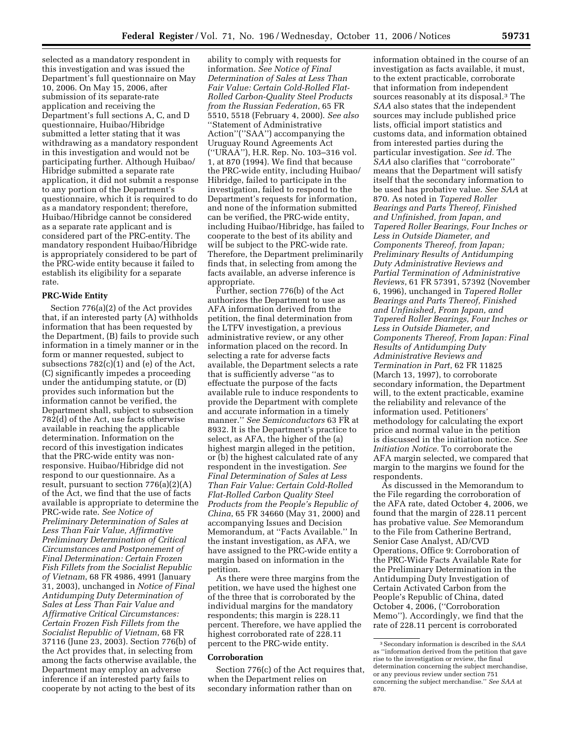selected as a mandatory respondent in this investigation and was issued the Department's full questionnaire on May 10, 2006. On May 15, 2006, after submission of its separate-rate application and receiving the Department's full sections A, C, and D questionnaire, Huibao/Hibridge submitted a letter stating that it was withdrawing as a mandatory respondent in this investigation and would not be participating further. Although Huibao/Hibridge submitted a separate rate application, it did not submit a response to any portion of the Department's questionnaire, which it is required to do as a mandatory respondent; therefore, Huibao/Hibridge cannot be considered as a separate rate applicant and is considered part of the PRC-entity. The mandatory respondent Huibao/Hibridge is appropriately considered to be part of the PRC-wide entity because it failed to establish its eligibility for a separate rate.

**PRC-Wide Entity**

Section 776(a)(2) of the Act provides that, if an interested party (A) withholds information that has been requested by the Department, (B) fails to provide such information in a timely manner or in the form or manner requested, subject to subsections 782(c)(1) and (e) of the Act, (C) significantly impedes a proceeding under the antidumping statute, or (D) provides such information but the information cannot be verified, the Department shall, subject to subsection 782(d) of the Act, use facts otherwise available in reaching the applicable determination. Information on the record of this investigation indicates that the PRC-wide entity was non-responsive. Huibao/Hibridge did not respond to our questionnaire. As a result, pursuant to section 776(a)(2)(A) of the Act, we find that the use of facts available is appropriate to determine the PRC-wide rate. *See Notice of Preliminary Determination of Sales at Less Than Fair Value, Affirmative Preliminary Determination of Critical Circumstances and Postponement of Final Determination: Certain Frozen Fish Fillets from the Socialist Republic of Vietnam*, 68 FR 4986, 4991 (January 31, 2003), unchanged in *Notice of Final Antidumping Duty Determination of Sales at Less Than Fair Value and Affirmative Critical Circumstances: Certain Frozen Fish Fillets from the Socialist Republic of Vietnam*, 68 FR 37116 (June 23, 2003). Section 776(b) of the Act provides that, in selecting from among the facts otherwise available, the Department may employ an adverse inference if an interested party fails to cooperate by not acting to the best of its ability to comply with requests for information. *See Notice of Final Determination of Sales at Less Than Fair Value: Certain Cold-Rolled Flat-Rolled Carbon-Quality Steel Products from the Russian Federation*, 65 FR 5510, 5518 (February 4, 2000). *See also* ''Statement of Administrative Action''(''SAA'') accompanying the Uruguay Round Agreements Act (''URAA''), H.R. Rep. No. 103–316 vol. 1, at 870 (1994). We find that because the PRC-wide entity, including Huibao/Hibridge, failed to participate in the investigation, failed to respond to the Department's requests for information, and none of the information submitted can be verified, the PRC-wide entity, including Huibao/Hibridge, has failed to cooperate to the best of its ability and will be subject to the PRC-wide rate. Therefore, the Department preliminarily finds that, in selecting from among the facts available, an adverse inference is appropriate.

Further, section 776(b) of the Act authorizes the Department to use as AFA information derived from the petition, the final determination from the LTFV investigation, a previous administrative review, or any other information placed on the record. In selecting a rate for adverse facts available, the Department selects a rate that is sufficiently adverse ''as to effectuate the purpose of the facts available rule to induce respondents to provide the Department with complete and accurate information in a timely manner.'' *See Semiconductors* 63 FR at 8932. It is the Department's practice to select, as AFA, the higher of the (a) highest margin alleged in the petition, or (b) the highest calculated rate of any respondent in the investigation. *See Final Determination of Sales at Less Than Fair Value: Certain Cold-Rolled Flat-Rolled Carbon Quality Steel Products from the People's Republic of China*, 65 FR 34660 (May 31, 2000) and accompanying Issues and Decision Memorandum, at ''Facts Available.'' In the instant investigation, as AFA, we have assigned to the PRC-wide entity a margin based on information in the petition.

As there were three margins from the petition, we have used the highest one of the three that is corroborated by the individual margins for the mandatory respondents; this margin is 228.11 percent. Therefore, we have applied the highest corroborated rate of 228.11 percent to the PRC-wide entity.

**Corroboration**

Section 776(c) of the Act requires that, when the Department relies on secondary information rather than on information obtained in the course of an investigation as facts available, it must, to the extent practicable, corroborate that information from independent sources reasonably at its disposal.[3] The *SAA* also states that the independent sources may include published price lists, official import statistics and customs data, and information obtained from interested parties during the particular investigation. *See id.* The *SAA* also clarifies that ''corroborate'' means that the Department will satisfy itself that the secondary information to be used has probative value. *See SAA* at 870. As noted in *Tapered Roller Bearings and Parts Thereof, Finished and Unfinished, from Japan, and Tapered Roller Bearings, Four Inches or Less in Outside Diameter, and Components Thereof, from Japan; Preliminary Results of Antidumping Duty Administrative Reviews and Partial Termination of Administrative Reviews*, 61 FR 57391, 57392 (November 6, 1996), unchanged in *Tapered Roller Bearings and Parts Thereof, Finished and Unfinished, From Japan, and Tapered Roller Bearings, Four Inches or Less in Outside Diameter, and Components Thereof, From Japan: Final Results of Antidumping Duty Administrative Reviews and Termination in Part*, 62 FR 11825 (March 13, 1997), to corroborate secondary information, the Department will, to the extent practicable, examine the reliability and relevance of the information used. Petitioners' methodology for calculating the export price and normal value in the petition is discussed in the initiation notice. *See Initiation Notice.* To corroborate the AFA margin selected, we compared that margin to the margins we found for the respondents.

As discussed in the Memorandum to the File regarding the corroboration of the AFA rate, dated October 4, 2006, we found that the margin of 228.11 percent has probative value. *See* Memorandum to the File from Catherine Bertrand, Senior Case Analyst, AD/CVD Operations, Office 9: Corroboration of the PRC-Wide Facts Available Rate for the Preliminary Determination in the Antidumping Duty Investigation of Certain Activated Carbon from the People's Republic of China, dated October 4, 2006, (''Corroboration Memo''). Accordingly, we find that the rate of 228.11 percent is corroborated

[3] Secondary information is described in the *SAA* as ''information derived from the petition that gave rise to the investigation or review, the final determination concerning the subject merchandise, or any previous review under section 751 concerning the subject merchandise.'' *See SAA* at 870.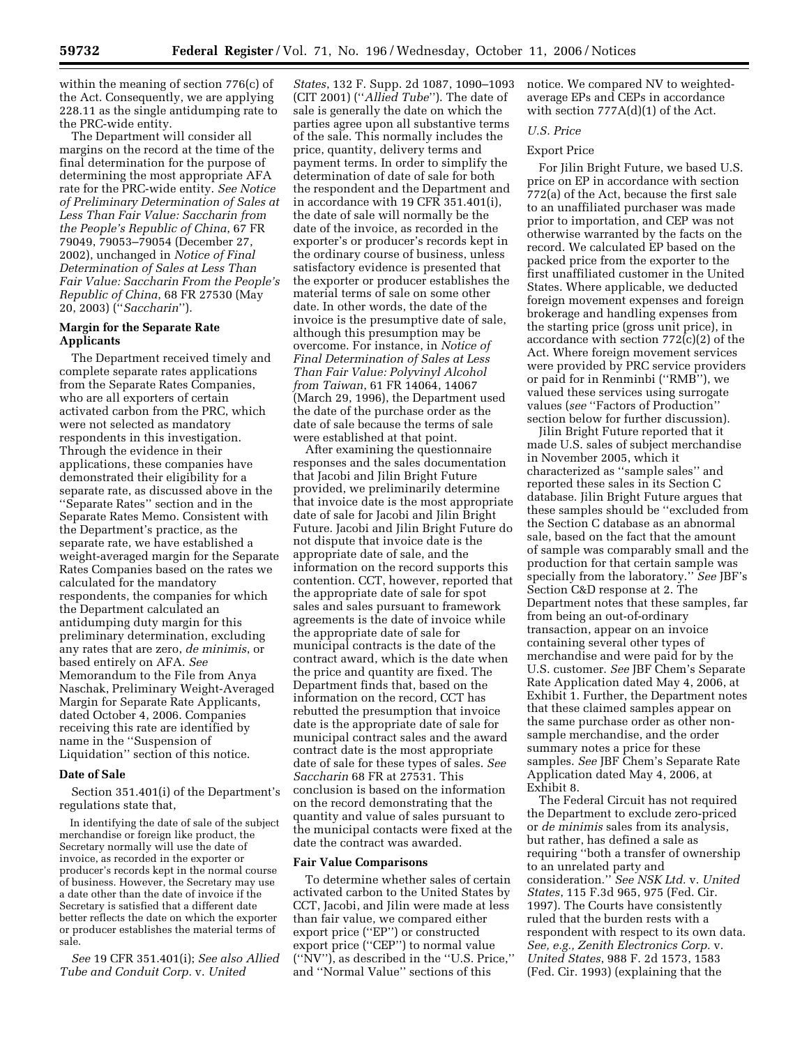within the meaning of section 776(c) of the Act. Consequently, we are applying 228.11 as the single antidumping rate to the PRC-wide entity.

The Department will consider all margins on the record at the time of the final determination for the purpose of determining the most appropriate AFA rate for the PRC-wide entity. *See Notice of Preliminary Determination of Sales at Less Than Fair Value: Saccharin from the People's Republic of China*, 67 FR 79049, 79053–79054 (December 27, 2002), unchanged in *Notice of Final Determination of Sales at Less Than Fair Value: Saccharin From the People's Republic of China*, 68 FR 27530 (May 20, 2003) (''*Saccharin*'').

**Margin for the Separate Rate Applicants**

The Department received timely and complete separate rates applications from the Separate Rates Companies, who are all exporters of certain activated carbon from the PRC, which were not selected as mandatory respondents in this investigation. Through the evidence in their applications, these companies have demonstrated their eligibility for a separate rate, as discussed above in the ''Separate Rates'' section and in the Separate Rates Memo. Consistent with the Department's practice, as the separate rate, we have established a weight-averaged margin for the Separate Rates Companies based on the rates we calculated for the mandatory respondents, the companies for which the Department calculated an antidumping duty margin for this preliminary determination, excluding any rates that are zero, *de minimis*, or based entirely on AFA. *See* Memorandum to the File from Anya Naschak, Preliminary Weight-Averaged Margin for Separate Rate Applicants, dated October 4, 2006. Companies receiving this rate are identified by name in the ''Suspension of Liquidation'' section of this notice.

**Date of Sale**

Section 351.401(i) of the Department's regulations state that,

> In identifying the date of sale of the subject merchandise or foreign like product, the Secretary normally will use the date of invoice, as recorded in the exporter or producer's records kept in the normal course of business. However, the Secretary may use a date other than the date of invoice if the Secretary is satisfied that a different date better reflects the date on which the exporter or producer establishes the material terms of sale.

*See* 19 CFR 351.401(i); *See also Allied Tube and Conduit Corp.* v. *United States*, 132 F. Supp. 2d 1087, 1090–1093 (CIT 2001) (''*Allied Tube*''). The date of sale is generally the date on which the parties agree upon all substantive terms of the sale. This normally includes the price, quantity, delivery terms and payment terms. In order to simplify the determination of date of sale for both the respondent and the Department and in accordance with 19 CFR 351.401(i), the date of sale will normally be the date of the invoice, as recorded in the exporter's or producer's records kept in the ordinary course of business, unless satisfactory evidence is presented that the exporter or producer establishes the material terms of sale on some other date. In other words, the date of the invoice is the presumptive date of sale, although this presumption may be overcome. For instance, in *Notice of Final Determination of Sales at Less Than Fair Value: Polyvinyl Alcohol from Taiwan*, 61 FR 14064, 14067 (March 29, 1996), the Department used the date of the purchase order as the date of sale because the terms of sale were established at that point.

After examining the questionnaire responses and the sales documentation that Jacobi and Jilin Bright Future provided, we preliminarily determine that invoice date is the most appropriate date of sale for Jacobi and Jilin Bright Future. Jacobi and Jilin Bright Future do not dispute that invoice date is the appropriate date of sale, and the information on the record supports this contention. CCT, however, reported that the appropriate date of sale for spot sales and sales pursuant to framework agreements is the date of invoice while the appropriate date of sale for municipal contracts is the date of the contract award, which is the date when the price and quantity are fixed. The Department finds that, based on the information on the record, CCT has rebutted the presumption that invoice date is the appropriate date of sale for municipal contract sales and the award contract date is the most appropriate date of sale for these types of sales. *See Saccharin* 68 FR at 27531. This conclusion is based on the information on the record demonstrating that the quantity and value of sales pursuant to the municipal contacts were fixed at the date the contract was awarded.

**Fair Value Comparisons**

To determine whether sales of certain activated carbon to the United States by CCT, Jacobi, and Jilin were made at less than fair value, we compared either export price (''EP'') or constructed export price (''CEP'') to normal value (''NV''), as described in the ''U.S. Price,'' and ''Normal Value'' sections of this notice. We compared NV to weighted-average EPs and CEPs in accordance with section 777A(d)(1) of the Act.

*U.S. Price*

Export Price

For Jilin Bright Future, we based U.S. price on EP in accordance with section 772(a) of the Act, because the first sale to an unaffiliated purchaser was made prior to importation, and CEP was not otherwise warranted by the facts on the record. We calculated EP based on the packed price from the exporter to the first unaffiliated customer in the United States. Where applicable, we deducted foreign movement expenses and foreign brokerage and handling expenses from the starting price (gross unit price), in accordance with section 772(c)(2) of the Act. Where foreign movement services were provided by PRC service providers or paid for in Renminbi (''RMB''), we valued these services using surrogate values (*see* ''Factors of Production'' section below for further discussion).

Jilin Bright Future reported that it made U.S. sales of subject merchandise in November 2005, which it characterized as ''sample sales'' and reported these sales in its Section C database. Jilin Bright Future argues that these samples should be ''excluded from the Section C database as an abnormal sale, based on the fact that the amount of sample was comparably small and the production for that certain sample was specially from the laboratory.'' *See* JBF's Section C&D response at 2. The Department notes that these samples, far from being an out-of-ordinary transaction, appear on an invoice containing several other types of merchandise and were paid for by the U.S. customer. *See* JBF Chem's Separate Rate Application dated May 4, 2006, at Exhibit 1. Further, the Department notes that these claimed samples appear on the same purchase order as other non-sample merchandise, and the order summary notes a price for these samples. *See* JBF Chem's Separate Rate Application dated May 4, 2006, at Exhibit 8.

The Federal Circuit has not required the Department to exclude zero-priced or *de minimis* sales from its analysis, but rather, has defined a sale as requiring ''both a transfer of ownership to an unrelated party and consideration.'' *See NSK Ltd.* v. *United States*, 115 F.3d 965, 975 (Fed. Cir. 1997). The Courts have consistently ruled that the burden rests with a respondent with respect to its own data. *See, e.g., Zenith Electronics Corp.* v. *United States*, 988 F. 2d 1573, 1583 (Fed. Cir. 1993) (explaining that the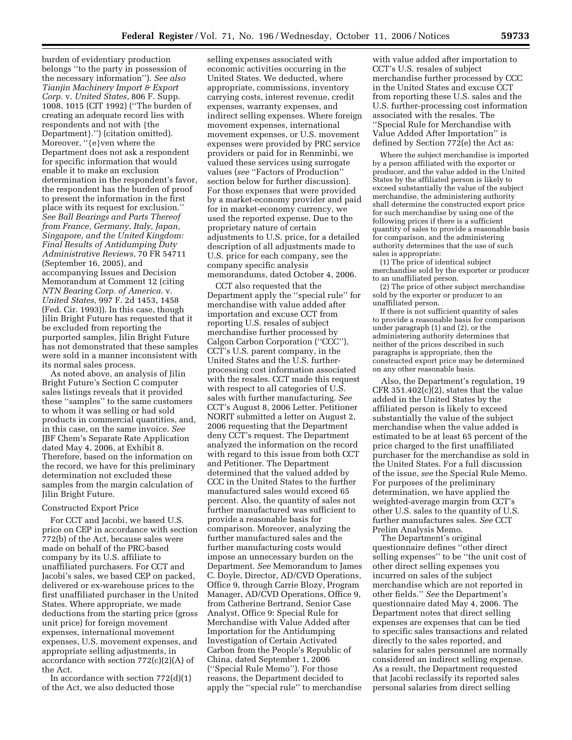burden of evidentiary production belongs "to the party in possession of the necessary information"). *See also Tianjin Machinery Import & Export Corp.* v. *United States*, 806 F. Supp. 1008, 1015 (CIT 1992) ("The burden of creating an adequate record lies with respondents and not with {the Department}.") (citation omitted). Moreover, "{e}ven where the Department does not ask a respondent for specific information that would enable it to make an exclusion determination in the respondent's favor, the respondent has the burden of proof to present the information in the first place with its request for exclusion." *See Ball Bearings and Parts Thereof from France, Germany, Italy, Japan, Singapore, and the United Kingdom: Final Results of Antidumping Duty Administrative Reviews*, 70 FR 54711 (September 16, 2005), and accompanying Issues and Decision Memorandum at Comment 12 (citing *NTN Bearing Corp. of America*. v. *United States*, 997 F. 2d 1453, 1458 (Fed. Cir. 1993)). In this case, though Jilin Bright Future has requested that it be excluded from reporting the purported samples, Jilin Bright Future has not demonstrated that these samples were sold in a manner inconsistent with its normal sales process.

As noted above, an analysis of Jilin Bright Future's Section C computer sales listings reveals that it provided these "samples" to the same customers to whom it was selling or had sold products in commercial quantities, and, in this case, on the same invoice. *See* JBF Chem's Separate Rate Application dated May 4, 2006, at Exhibit 8. Therefore, based on the information on the record, we have for this preliminary determination not excluded these samples from the margin calculation of Jilin Bright Future.

Constructed Export Price

For CCT and Jacobi, we based U.S. price on CEP in accordance with section 772(b) of the Act, because sales were made on behalf of the PRC-based company by its U.S. affiliate to unaffiliated purchasers. For CCT and Jacobi's sales, we based CEP on packed, delivered or ex-warehouse prices to the first unaffiliated purchaser in the United States. Where appropriate, we made deductions from the starting price (gross unit price) for foreign movement expenses, international movement expenses, U.S. movement expenses, and appropriate selling adjustments, in accordance with section 772(c)(2)(A) of the Act.

In accordance with section 772(d)(1) of the Act, we also deducted those selling expenses associated with economic activities occurring in the United States. We deducted, where appropriate, commissions, inventory carrying costs, interest revenue, credit expenses, warranty expenses, and indirect selling expenses. Where foreign movement expenses, international movement expenses, or U.S. movement expenses were provided by PRC service providers or paid for in Renminbi, we valued these services using surrogate values (*see* "Factors of Production" section below for further discussion). For those expenses that were provided by a market-economy provider and paid for in market-economy currency, we used the reported expense. Due to the proprietary nature of certain adjustments to U.S. price, for a detailed description of all adjustments made to U.S. price for each company, see the company specific analysis memorandums, dated October 4, 2006.

CCT also requested that the Department apply the "special rule" for merchandise with value added after importation and excuse CCT from reporting U.S. resales of subject merchandise further processed by Calgon Carbon Corporation ("CCC"), CCT's U.S. parent company, in the United States and the U.S. further-processing cost information associated with the resales. CCT made this request with respect to all categories of U.S. sales with further manufacturing. *See* CCT's August 8, 2006 Letter. Petitioner NORIT submitted a letter on August 2, 2006 requesting that the Department deny CCT's request. The Department analyzed the information on the record with regard to this issue from both CCT and Petitioner. The Department determined that the valued added by CCC in the United States to the further manufactured sales would exceed 65 percent. Also, the quantity of sales not further manufactured was sufficient to provide a reasonable basis for comparison. Moreover, analyzing the further manufactured sales and the further manufacturing costs would impose an unnecessary burden on the Department. *See* Memorandum to James C. Doyle, Director, AD/CVD Operations, Office 9, through Carrie Blozy, Program Manager, AD/CVD Operations, Office 9, from Catherine Bertrand, Senior Case Analyst, Office 9: Special Rule for Merchandise with Value Added after Importation for the Antidumping Investigation of Certain Activated Carbon from the People's Republic of China, dated September 1, 2006 ("Special Rule Memo"). For those reasons, the Department decided to apply the "special rule" to merchandise with value added after importation to CCT's U.S. resales of subject merchandise further processed by CCC in the United States and excuse CCT from reporting these U.S. sales and the U.S. further-processing cost information associated with the resales. The "Special Rule for Merchandise with Value Added After Importation" is defined by Section 772(e) the Act as:

> Where the subject merchandise is imported by a person affiliated with the exporter or producer, and the value added in the United States by the affiliated person is likely to exceed substantially the value of the subject merchandise, the administering authority shall determine the constructed export price for such merchandise by using one of the following prices if there is a sufficient quantity of sales to provide a reasonable basis for comparison, and the administering authority determines that the use of such sales is appropriate:
>
> (1) The price of identical subject merchandise sold by the exporter or producer to an unaffiliated person.
>
> (2) The price of other subject merchandise sold by the exporter or producer to an unaffiliated person.
>
> If there is not sufficient quantity of sales to provide a reasonable basis for comparison under paragraph (1) and (2), or the administering authority determines that neither of the prices described in such paragraphs is appropriate, then the constructed export price may be determined on any other reasonable basis.

Also, the Department's regulation, 19 CFR 351.402(c)(2), states that the value added in the United States by the affiliated person is likely to exceed substantially the value of the subject merchandise when the value added is estimated to be at least 65 percent of the price charged to the first unaffiliated purchaser for the merchandise as sold in the United States. For a full discussion of the issue, *see* the Special Rule Memo. For purposes of the preliminary determination, we have applied the weighted-average margin from CCT's other U.S. sales to the quantity of U.S. further manufactures sales. *See* CCT Prelim Analysis Memo.

The Department's original questionnaire defines "other direct selling expenses" to be "the unit cost of other direct selling expenses you incurred on sales of the subject merchandise which are not reported in other fields." *See* the Department's questionnaire dated May 4, 2006. The Department notes that direct selling expenses are expenses that can be tied to specific sales transactions and related directly to the sales reported, and salaries for sales personnel are normally considered an indirect selling expense. As a result, the Department requested that Jacobi reclassify its reported sales personal salaries from direct selling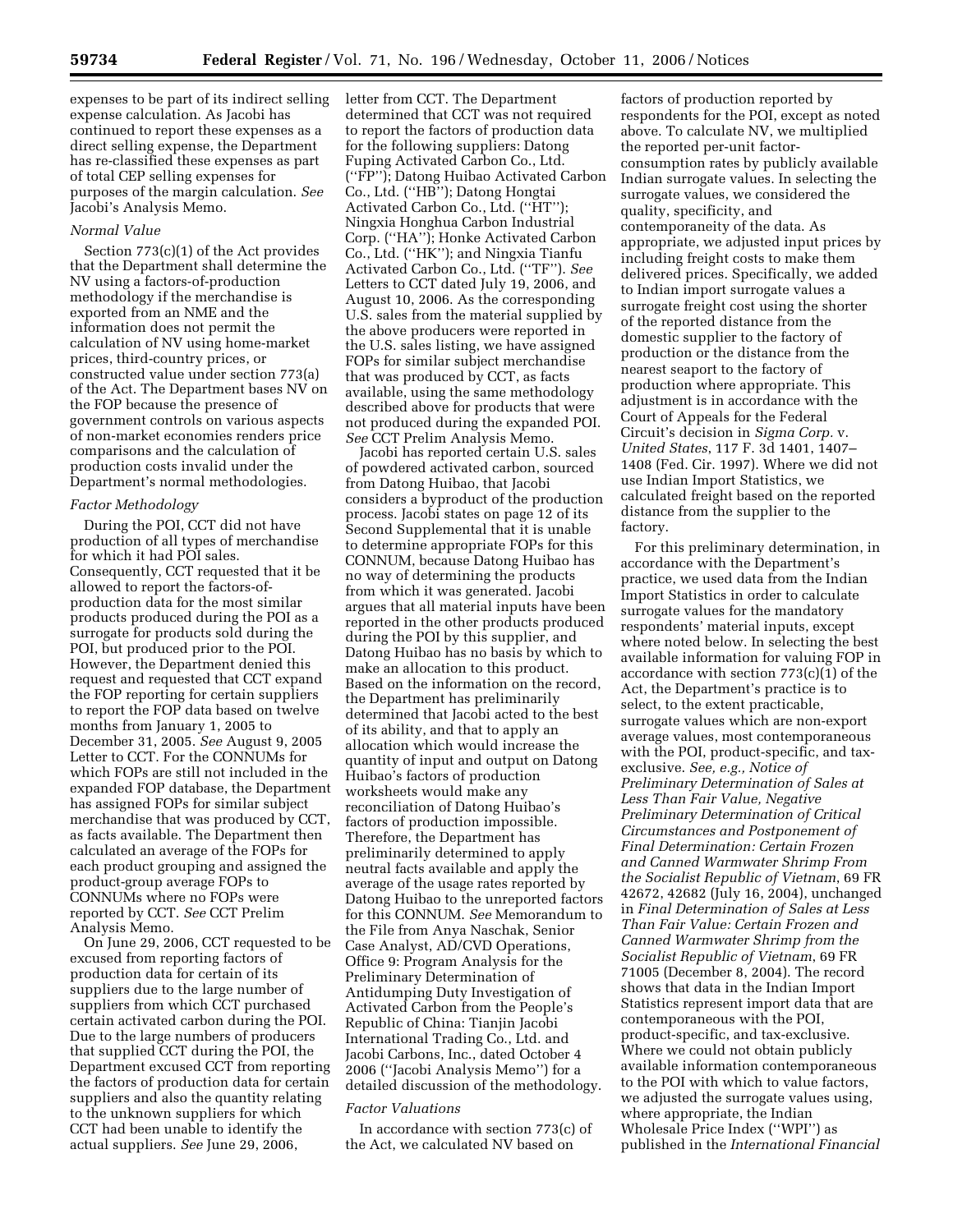expenses to be part of its indirect selling expense calculation. As Jacobi has continued to report these expenses as a direct selling expense, the Department has re-classified these expenses as part of total CEP selling expenses for purposes of the margin calculation. *See* Jacobi's Analysis Memo.

*Normal Value*

Section 773(c)(1) of the Act provides that the Department shall determine the NV using a factors-of-production methodology if the merchandise is exported from an NME and the information does not permit the calculation of NV using home-market prices, third-country prices, or constructed value under section 773(a) of the Act. The Department bases NV on the FOP because the presence of government controls on various aspects of non-market economies renders price comparisons and the calculation of production costs invalid under the Department's normal methodologies.

*Factor Methodology*

During the POI, CCT did not have production of all types of merchandise for which it had POI sales. Consequently, CCT requested that it be allowed to report the factors-of-production data for the most similar products produced during the POI as a surrogate for products sold during the POI, but produced prior to the POI. However, the Department denied this request and requested that CCT expand the FOP reporting for certain suppliers to report the FOP data based on twelve months from January 1, 2005 to December 31, 2005. *See* August 9, 2005 Letter to CCT. For the CONNUMs for which FOPs are still not included in the expanded FOP database, the Department has assigned FOPs for similar subject merchandise that was produced by CCT, as facts available. The Department then calculated an average of the FOPs for each product grouping and assigned the product-group average FOPs to CONNUMs where no FOPs were reported by CCT. *See* CCT Prelim Analysis Memo.

On June 29, 2006, CCT requested to be excused from reporting factors of production data for certain of its suppliers due to the large number of suppliers from which CCT purchased certain activated carbon during the POI. Due to the large numbers of producers that supplied CCT during the POI, the Department excused CCT from reporting the factors of production data for certain suppliers and also the quantity relating to the unknown suppliers for which CCT had been unable to identify the actual suppliers. *See* June 29, 2006, letter from CCT. The Department determined that CCT was not required to report the factors of production data for the following suppliers: Datong Fuping Activated Carbon Co., Ltd. (''FP''); Datong Huibao Activated Carbon Co., Ltd. (''HB''); Datong Hongtai Activated Carbon Co., Ltd. (''HT''); Ningxia Honghua Carbon Industrial Corp. (''HA''); Honke Activated Carbon Co., Ltd. (''HK''); and Ningxia Tianfu Activated Carbon Co., Ltd. (''TF''). *See* Letters to CCT dated July 19, 2006, and August 10, 2006. As the corresponding U.S. sales from the material supplied by the above producers were reported in the U.S. sales listing, we have assigned FOPs for similar subject merchandise that was produced by CCT, as facts available, using the same methodology described above for products that were not produced during the expanded POI. *See* CCT Prelim Analysis Memo.

Jacobi has reported certain U.S. sales of powdered activated carbon, sourced from Datong Huibao, that Jacobi considers a byproduct of the production process. Jacobi states on page 12 of its Second Supplemental that it is unable to determine appropriate FOPs for this CONNUM, because Datong Huibao has no way of determining the products from which it was generated. Jacobi argues that all material inputs have been reported in the other products produced during the POI by this supplier, and Datong Huibao has no basis by which to make an allocation to this product. Based on the information on the record, the Department has preliminarily determined that Jacobi acted to the best of its ability, and that to apply an allocation which would increase the quantity of input and output on Datong Huibao's factors of production worksheets would make any reconciliation of Datong Huibao's factors of production impossible. Therefore, the Department has preliminarily determined to apply neutral facts available and apply the average of the usage rates reported by Datong Huibao to the unreported factors for this CONNUM. *See* Memorandum to the File from Anya Naschak, Senior Case Analyst, AD/CVD Operations, Office 9: Program Analysis for the Preliminary Determination of Antidumping Duty Investigation of Activated Carbon from the People's Republic of China: Tianjin Jacobi International Trading Co., Ltd. and Jacobi Carbons, Inc., dated October 4 2006 (''Jacobi Analysis Memo'') for a detailed discussion of the methodology.

*Factor Valuations*

In accordance with section 773(c) of the Act, we calculated NV based on factors of production reported by respondents for the POI, except as noted above. To calculate NV, we multiplied the reported per-unit factor-consumption rates by publicly available Indian surrogate values. In selecting the surrogate values, we considered the quality, specificity, and contemporaneity of the data. As appropriate, we adjusted input prices by including freight costs to make them delivered prices. Specifically, we added to Indian import surrogate values a surrogate freight cost using the shorter of the reported distance from the domestic supplier to the factory of production or the distance from the nearest seaport to the factory of production where appropriate. This adjustment is in accordance with the Court of Appeals for the Federal Circuit's decision in *Sigma Corp.* v. *United States*, 117 F. 3d 1401, 1407–1408 (Fed. Cir. 1997). Where we did not use Indian Import Statistics, we calculated freight based on the reported distance from the supplier to the factory.

For this preliminary determination, in accordance with the Department's practice, we used data from the Indian Import Statistics in order to calculate surrogate values for the mandatory respondents' material inputs, except where noted below. In selecting the best available information for valuing FOP in accordance with section 773(c)(1) of the Act, the Department's practice is to select, to the extent practicable, surrogate values which are non-export average values, most contemporaneous with the POI, product-specific, and tax-exclusive. *See, e.g., Notice of Preliminary Determination of Sales at Less Than Fair Value, Negative Preliminary Determination of Critical Circumstances and Postponement of Final Determination: Certain Frozen and Canned Warmwater Shrimp From the Socialist Republic of Vietnam*, 69 FR 42672, 42682 (July 16, 2004), unchanged in *Final Determination of Sales at Less Than Fair Value: Certain Frozen and Canned Warmwater Shrimp from the Socialist Republic of Vietnam*, 69 FR 71005 (December 8, 2004). The record shows that data in the Indian Import Statistics represent import data that are contemporaneous with the POI, product-specific, and tax-exclusive. Where we could not obtain publicly available information contemporaneous to the POI with which to value factors, we adjusted the surrogate values using, where appropriate, the Indian Wholesale Price Index (''WPI'') as published in the *International Financial*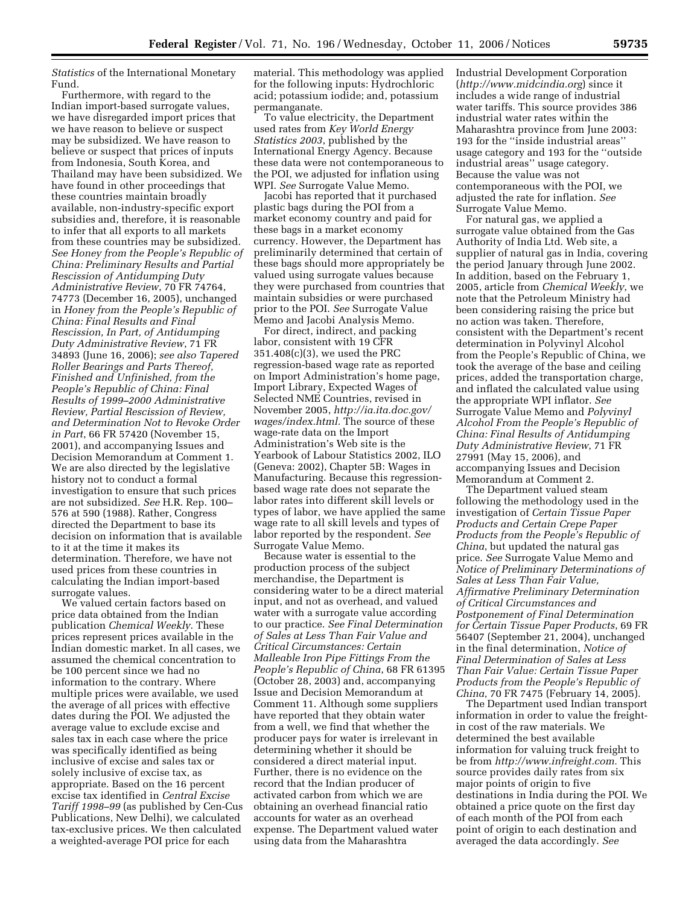*Statistics* of the International Monetary Fund.

Furthermore, with regard to the Indian import-based surrogate values, we have disregarded import prices that we have reason to believe or suspect may be subsidized. We have reason to believe or suspect that prices of inputs from Indonesia, South Korea, and Thailand may have been subsidized. We have found in other proceedings that these countries maintain broadly available, non-industry-specific export subsidies and, therefore, it is reasonable to infer that all exports to all markets from these countries may be subsidized. *See Honey from the People's Republic of China: Preliminary Results and Partial Rescission of Antidumping Duty Administrative Review*, 70 FR 74764, 74773 (December 16, 2005), unchanged in *Honey from the People's Republic of China: Final Results and Final Rescission, In Part, of Antidumping Duty Administrative Review*, 71 FR 34893 (June 16, 2006); *see also Tapered Roller Bearings and Parts Thereof, Finished and Unfinished, from the People's Republic of China: Final Results of 1999–2000 Administrative Review, Partial Rescission of Review, and Determination Not to Revoke Order in Part*, 66 FR 57420 (November 15, 2001), and accompanying Issues and Decision Memorandum at Comment 1. We are also directed by the legislative history not to conduct a formal investigation to ensure that such prices are not subsidized. *See* H.R. Rep. 100–576 at 590 (1988). Rather, Congress directed the Department to base its decision on information that is available to it at the time it makes its determination. Therefore, we have not used prices from these countries in calculating the Indian import-based surrogate values.

We valued certain factors based on price data obtained from the Indian publication *Chemical Weekly*. These prices represent prices available in the Indian domestic market. In all cases, we assumed the chemical concentration to be 100 percent since we had no information to the contrary. Where multiple prices were available, we used the average of all prices with effective dates during the POI. We adjusted the average value to exclude excise and sales tax in each case where the price was specifically identified as being inclusive of excise and sales tax or solely inclusive of excise tax, as appropriate. Based on the 16 percent excise tax identified in *Central Excise Tariff 1998–99* (as published by Cen-Cus Publications, New Delhi), we calculated tax-exclusive prices. We then calculated a weighted-average POI price for each material. This methodology was applied for the following inputs: Hydrochloric acid; potassium iodide; and, potassium permanganate.

To value electricity, the Department used rates from *Key World Energy Statistics 2003*, published by the International Energy Agency. Because these data were not contemporaneous to the POI, we adjusted for inflation using WPI. *See* Surrogate Value Memo.

Jacobi has reported that it purchased plastic bags during the POI from a market economy country and paid for these bags in a market economy currency. However, the Department has preliminarily determined that certain of these bags should more appropriately be valued using surrogate values because they were purchased from countries that maintain subsidies or were purchased prior to the POI. *See* Surrogate Value Memo and Jacobi Analysis Memo.

For direct, indirect, and packing labor, consistent with 19 CFR 351.408(c)(3), we used the PRC regression-based wage rate as reported on Import Administration's home page, Import Library, Expected Wages of Selected NME Countries, revised in November 2005, *http://ia.ita.doc.gov/wages/index.html.* The source of these wage-rate data on the Import Administration's Web site is the Yearbook of Labour Statistics 2002, ILO (Geneva: 2002), Chapter 5B: Wages in Manufacturing. Because this regression-based wage rate does not separate the labor rates into different skill levels or types of labor, we have applied the same wage rate to all skill levels and types of labor reported by the respondent. *See* Surrogate Value Memo.

Because water is essential to the production process of the subject merchandise, the Department is considering water to be a direct material input, and not as overhead, and valued water with a surrogate value according to our practice. *See Final Determination of Sales at Less Than Fair Value and Critical Circumstances: Certain Malleable Iron Pipe Fittings From the People's Republic of China*, 68 FR 61395 (October 28, 2003) and, accompanying Issue and Decision Memorandum at Comment 11. Although some suppliers have reported that they obtain water from a well, we find that whether the producer pays for water is irrelevant in determining whether it should be considered a direct material input. Further, there is no evidence on the record that the Indian producer of activated carbon from which we are obtaining an overhead financial ratio accounts for water as an overhead expense. The Department valued water using data from the Maharashtra Industrial Development Corporation (*http://www.midcindia.org*) since it includes a wide range of industrial water tariffs. This source provides 386 industrial water rates within the Maharashtra province from June 2003: 193 for the ''inside industrial areas'' usage category and 193 for the ''outside industrial areas'' usage category. Because the value was not contemporaneous with the POI, we adjusted the rate for inflation. *See* Surrogate Value Memo.

For natural gas, we applied a surrogate value obtained from the Gas Authority of India Ltd. Web site, a supplier of natural gas in India, covering the period January through June 2002. In addition, based on the February 1, 2005, article from *Chemical Weekly*, we note that the Petroleum Ministry had been considering raising the price but no action was taken. Therefore, consistent with the Department's recent determination in Polyvinyl Alcohol from the People's Republic of China, we took the average of the base and ceiling prices, added the transportation charge, and inflated the calculated value using the appropriate WPI inflator. *See* Surrogate Value Memo and *Polyvinyl Alcohol From the People's Republic of China: Final Results of Antidumping Duty Administrative Review*, 71 FR 27991 (May 15, 2006), and accompanying Issues and Decision Memorandum at Comment 2.

The Department valued steam following the methodology used in the investigation of *Certain Tissue Paper Products and Certain Crepe Paper Products from the People's Republic of China*, but updated the natural gas price. *See* Surrogate Value Memo and *Notice of Preliminary Determinations of Sales at Less Than Fair Value, Affirmative Preliminary Determination of Critical Circumstances and Postponement of Final Determination for Certain Tissue Paper Products*, 69 FR 56407 (September 21, 2004), unchanged in the final determination, *Notice of Final Determination of Sales at Less Than Fair Value: Certain Tissue Paper Products from the People's Republic of China*, 70 FR 7475 (February 14, 2005).

The Department used Indian transport information in order to value the freight-in cost of the raw materials. We determined the best available information for valuing truck freight to be from *http://www.infreight.com.* This source provides daily rates from six major points of origin to five destinations in India during the POI. We obtained a price quote on the first day of each month of the POI from each point of origin to each destination and averaged the data accordingly. *See*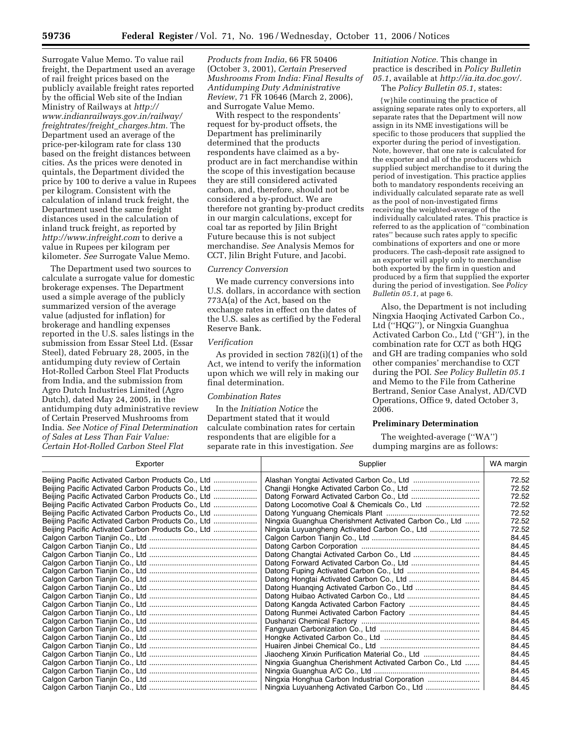Surrogate Value Memo. To value rail freight, the Department used an average of rail freight prices based on the publicly available freight rates reported by the official Web site of the Indian Ministry of Railways at *http://www.indianrailways.gov.in/railway/freightrates/freight_charges.htm*. The Department used an average of the price-per-kilogram rate for class 130 based on the freight distances between cities. As the prices were denoted in quintals, the Department divided the price by 100 to derive a value in Rupees per kilogram. Consistent with the calculation of inland truck freight, the Department used the same freight distances used in the calculation of inland truck freight, as reported by *http://www.infreight.com* to derive a value in Rupees per kilogram per kilometer. *See* Surrogate Value Memo.

The Department used two sources to calculate a surrogate value for domestic brokerage expenses. The Department used a simple average of the publicly summarized version of the average value (adjusted for inflation) for brokerage and handling expenses reported in the U.S. sales listings in the submission from Essar Steel Ltd. (Essar Steel), dated February 28, 2005, in the antidumping duty review of Certain Hot-Rolled Carbon Steel Flat Products from India, and the submission from Agro Dutch Industries Limited (Agro Dutch), dated May 24, 2005, in the antidumping duty administrative review of Certain Preserved Mushrooms from India. *See Notice of Final Determination of Sales at Less Than Fair Value: Certain Hot-Rolled Carbon Steel Flat Products from India*, 66 FR 50406 (October 3, 2001), *Certain Preserved Mushrooms From India: Final Results of Antidumping Duty Administrative Review*, 71 FR 10646 (March 2, 2006), and Surrogate Value Memo.

With respect to the respondents' request for by-product offsets, the Department has preliminarily determined that the products respondents have claimed as a by-product are in fact merchandise within the scope of this investigation because they are still considered activated carbon, and, therefore, should not be considered a by-product. We are therefore not granting by-product credits in our margin calculations, except for coal tar as reported by Jilin Bright Future because this is not subject merchandise. *See* Analysis Memos for CCT, Jilin Bright Future, and Jacobi.

*Currency Conversion*

We made currency conversions into U.S. dollars, in accordance with section 773A(a) of the Act, based on the exchange rates in effect on the dates of the U.S. sales as certified by the Federal Reserve Bank.

*Verification*

As provided in section 782(i)(1) of the Act, we intend to verify the information upon which we will rely in making our final determination.

*Combination Rates*

In the *Initiation Notice* the Department stated that it would calculate combination rates for certain respondents that are eligible for a separate rate in this investigation. *See Initiation Notice.* This change in practice is described in *Policy Bulletin 05.1*, available at *http://ia.ita.doc.gov/.*

The *Policy Bulletin 05.1,* states:

{w}hile continuing the practice of assigning separate rates only to exporters, all separate rates that the Department will now assign in its NME investigations will be specific to those producers that supplied the exporter during the period of investigation. Note, however, that one rate is calculated for the exporter and all of the producers which supplied subject merchandise to it during the period of investigation. This practice applies both to mandatory respondents receiving an individually calculated separate rate as well as the pool of non-investigated firms receiving the weighted-average of the individually calculated rates. This practice is referred to as the application of ''combination rates'' because such rates apply to specific combinations of exporters and one or more producers. The cash-deposit rate assigned to an exporter will apply only to merchandise both exported by the firm in question and produced by a firm that supplied the exporter during the period of investigation. See *Policy Bulletin 05.1,* at page 6.

Also, the Department is not including Ningxia Haoqing Activated Carbon Co., Ltd (''HQG''), or Ningxia Guanghua Activated Carbon Co., Ltd (''GH''), in the combination rate for CCT as both HQG and GH are trading companies who sold other companies' merchandise to CCT during the POI. *See Policy Bulletin 05.1* and Memo to the File from Catherine Bertrand, Senior Case Analyst, AD/CVD Operations, Office 9, dated October 3, 2006.

**Preliminary Determination**

The weighted-average (''WA'') dumping margins are as follows:

| Exporter | Supplier | WA margin |
|---|---|---|
| Beijing Pacific Activated Carbon Products Co., Ltd | Alashan Yongtai Activated Carbon Co., Ltd | 72.52 |
| Beijing Pacific Activated Carbon Products Co., Ltd | Changji Hongke Activated Carbon Co., Ltd | 72.52 |
| Beijing Pacific Activated Carbon Products Co., Ltd | Datong Forward Activated Carbon Co., Ltd | 72.52 |
| Beijing Pacific Activated Carbon Products Co., Ltd | Datong Locomotive Coal & Chemicals Co., Ltd | 72.52 |
| Beijing Pacific Activated Carbon Products Co., Ltd | Datong Yunguang Chemicals Plant | 72.52 |
| Beijing Pacific Activated Carbon Products Co., Ltd | Ningxia Guanghua Cherishment Activated Carbon Co., Ltd | 72.52 |
| Beijing Pacific Activated Carbon Products Co., Ltd | Ningxia Luyuangheng Activated Carbon Co., Ltd | 72.52 |
| Calgon Carbon Tianjin Co., Ltd | Calgon Carbon Tianjin Co., Ltd | 84.45 |
| Calgon Carbon Tianjin Co., Ltd | Datong Carbon Corporation | 84.45 |
| Calgon Carbon Tianjin Co., Ltd | Datong Changtai Activated Carbon Co., Ltd | 84.45 |
| Calgon Carbon Tianjin Co., Ltd | Datong Forward Activated Carbon Co., Ltd | 84.45 |
| Calgon Carbon Tianjin Co., Ltd | Datong Fuping Activated Carbon Co., Ltd | 84.45 |
| Calgon Carbon Tianjin Co., Ltd | Datong Hongtai Activated Carbon Co., Ltd | 84.45 |
| Calgon Carbon Tianjin Co., Ltd | Datong Huanqing Activated Carbon Co., Ltd | 84.45 |
| Calgon Carbon Tianjin Co., Ltd | Datong Huibao Activated Carbon Co., Ltd | 84.45 |
| Calgon Carbon Tianjin Co., Ltd | Datong Kangda Activated Carbon Factory | 84.45 |
| Calgon Carbon Tianjin Co., Ltd | Datong Runmei Activated Carbon Factory | 84.45 |
| Calgon Carbon Tianjin Co., Ltd | Dushanzi Chemical Factory | 84.45 |
| Calgon Carbon Tianjin Co., Ltd | Fangyuan Carbonization Co., Ltd | 84.45 |
| Calgon Carbon Tianjin Co., Ltd | Hongke Activated Carbon Co., Ltd | 84.45 |
| Calgon Carbon Tianjin Co., Ltd | Huairen Jinbei Chemical Co., Ltd | 84.45 |
| Calgon Carbon Tianjin Co., Ltd | Jiaocheng Xinxin Purification Material Co., Ltd | 84.45 |
| Calgon Carbon Tianjin Co., Ltd | Ningxia Guanghua Cherishment Activated Carbon Co., Ltd | 84.45 |
| Calgon Carbon Tianjin Co., Ltd | Ningxia Guanghua A/C Co., Ltd | 84.45 |
| Calgon Carbon Tianjin Co., Ltd | Ningxia Honghua Carbon Industrial Corporation | 84.45 |
| Calgon Carbon Tianjin Co., Ltd | Ningxia Luyuanheng Activated Carbon Co., Ltd | 84.45 |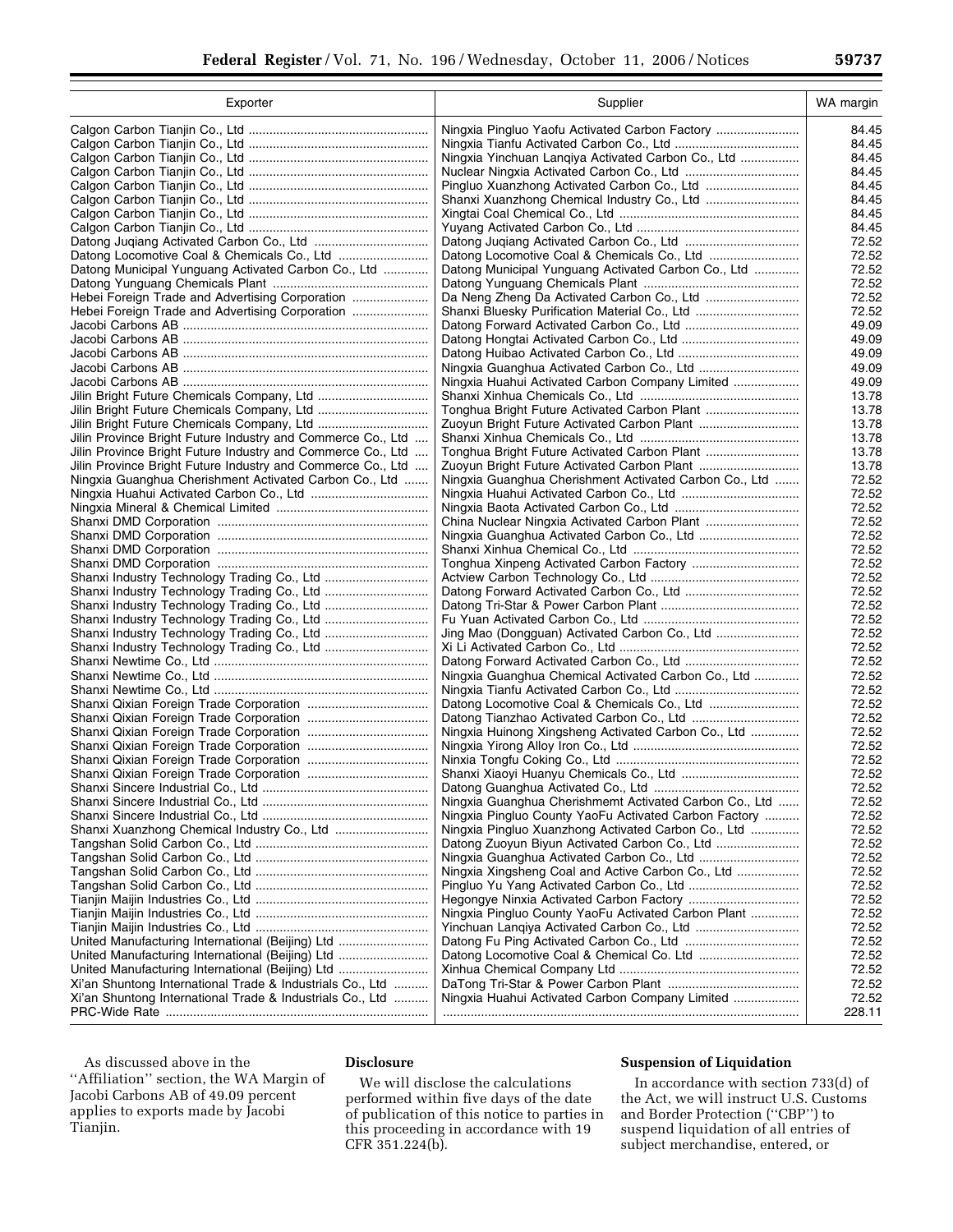| Exporter | Supplier | WA margin |
|---|---|---|
| Calgon Carbon Tianjin Co., Ltd | Ningxia Pingluo Yaofu Activated Carbon Factory | 84.45 |
| Calgon Carbon Tianjin Co., Ltd | Ningxia Tianfu Activated Carbon Co., Ltd | 84.45 |
| Calgon Carbon Tianjin Co., Ltd | Ningxia Yinchuan Lanqiya Activated Carbon Co., Ltd | 84.45 |
| Calgon Carbon Tianjin Co., Ltd | Nuclear Ningxia Activated Carbon Co., Ltd | 84.45 |
| Calgon Carbon Tianjin Co., Ltd | Pingluo Xuanzhong Activated Carbon Co., Ltd | 84.45 |
| Calgon Carbon Tianjin Co., Ltd | Shanxi Xuanzhong Chemical Industry Co., Ltd | 84.45 |
| Calgon Carbon Tianjin Co., Ltd | Xingtai Coal Chemical Co., Ltd | 84.45 |
| Calgon Carbon Tianjin Co., Ltd | Yuyang Activated Carbon Co., Ltd | 84.45 |
| Datong Juqiang Activated Carbon Co., Ltd | Datong Juqiang Activated Carbon Co., Ltd | 72.52 |
| Datong Locomotive Coal & Chemicals Co., Ltd | Datong Locomotive Coal & Chemicals Co., Ltd | 72.52 |
| Datong Municipal Yunguang Activated Carbon Co., Ltd | Datong Municipal Yunguang Activated Carbon Co., Ltd | 72.52 |
| Datong Yunguang Chemicals Plant | Datong Yunguang Chemicals Plant | 72.52 |
| Hebei Foreign Trade and Advertising Corporation | Da Neng Zheng Da Activated Carbon Co., Ltd | 72.52 |
| Hebei Foreign Trade and Advertising Corporation | Shanxi Bluesky Purification Material Co., Ltd | 72.52 |
| Jacobi Carbons AB | Datong Forward Activated Carbon Co., Ltd | 49.09 |
| Jacobi Carbons AB | Datong Hongtai Activated Carbon Co., Ltd | 49.09 |
| Jacobi Carbons AB | Datong Huibao Activated Carbon Co., Ltd | 49.09 |
| Jacobi Carbons AB | Ningxia Guanghua Activated Carbon Co., Ltd | 49.09 |
| Jacobi Carbons AB | Ningxia Huahui Activated Carbon Company Limited | 49.09 |
| Jilin Bright Future Chemicals Company, Ltd | Shanxi Xinhua Chemicals Co., Ltd | 13.78 |
| Jilin Bright Future Chemicals Company, Ltd | Tonghua Bright Future Activated Carbon Plant | 13.78 |
| Jilin Bright Future Chemicals Company, Ltd | Zuoyun Bright Future Activated Carbon Plant | 13.78 |
| Jilin Province Bright Future Industry and Commerce Co., Ltd | Shanxi Xinhua Chemicals Co., Ltd | 13.78 |
| Jilin Province Bright Future Industry and Commerce Co., Ltd | Tonghua Bright Future Activated Carbon Plant | 13.78 |
| Jilin Province Bright Future Industry and Commerce Co., Ltd | Zuoyun Bright Future Activated Carbon Plant | 13.78 |
| Ningxia Guanghua Cherishment Activated Carbon Co., Ltd | Ningxia Guanghua Cherishment Activated Carbon Co., Ltd | 72.52 |
| Ningxia Huahui Activated Carbon Co., Ltd | Ningxia Huahui Activated Carbon Co., Ltd | 72.52 |
| Ningxia Mineral & Chemical Limited | Ningxia Baota Activated Carbon Co., Ltd | 72.52 |
| Shanxi DMD Corporation | China Nuclear Ningxia Activated Carbon Plant | 72.52 |
| Shanxi DMD Corporation | Ningxia Guanghua Activated Carbon Co., Ltd | 72.52 |
| Shanxi DMD Corporation | Shanxi Xinhua Chemical Co., Ltd | 72.52 |
| Shanxi DMD Corporation | Tonghua Xinpeng Activated Carbon Factory | 72.52 |
| Shanxi Industry Technology Trading Co., Ltd | Actview Carbon Technology Co., Ltd | 72.52 |
| Shanxi Industry Technology Trading Co., Ltd | Datong Forward Activated Carbon Co., Ltd | 72.52 |
| Shanxi Industry Technology Trading Co., Ltd | Datong Tri-Star & Power Carbon Plant | 72.52 |
| Shanxi Industry Technology Trading Co., Ltd | Fu Yuan Activated Carbon Co., Ltd | 72.52 |
| Shanxi Industry Technology Trading Co., Ltd | Jing Mao (Dongguan) Activated Carbon Co., Ltd | 72.52 |
| Shanxi Industry Technology Trading Co., Ltd | Xi Li Activated Carbon Co., Ltd | 72.52 |
| Shanxi Newtime Co., Ltd | Datong Forward Activated Carbon Co., Ltd | 72.52 |
| Shanxi Newtime Co., Ltd | Ningxia Guanghua Chemical Activated Carbon Co., Ltd | 72.52 |
| Shanxi Newtime Co., Ltd | Ningxia Tianfu Activated Carbon Co., Ltd | 72.52 |
| Shanxi Qixian Foreign Trade Corporation | Datong Locomotive Coal & Chemicals Co., Ltd | 72.52 |
| Shanxi Qixian Foreign Trade Corporation | Datong Tianzhao Activated Carbon Co., Ltd | 72.52 |
| Shanxi Qixian Foreign Trade Corporation | Ningxia Huinong Xingsheng Activated Carbon Co., Ltd | 72.52 |
| Shanxi Qixian Foreign Trade Corporation | Ningxia Yirong Alloy Iron Co., Ltd | 72.52 |
| Shanxi Qixian Foreign Trade Corporation | Ninxia Tongfu Coking Co., Ltd | 72.52 |
| Shanxi Qixian Foreign Trade Corporation | Shanxi Xiaoyi Huanyu Chemicals Co., Ltd | 72.52 |
| Shanxi Sincere Industrial Co., Ltd | Datong Guanghua Activated Co., Ltd | 72.52 |
| Shanxi Sincere Industrial Co., Ltd | Ningxia Guanghua Cherishmemt Activated Carbon Co., Ltd | 72.52 |
| Shanxi Sincere Industrial Co., Ltd | Ningxia Pingluo County YaoFu Activated Carbon Factory | 72.52 |
| Shanxi Xuanzhong Chemical Industry Co., Ltd | Ningxia Pingluo Xuanzhong Activated Carbon Co., Ltd | 72.52 |
| Tangshan Solid Carbon Co., Ltd | Datong Zuoyun Biyun Activated Carbon Co., Ltd | 72.52 |
| Tangshan Solid Carbon Co., Ltd | Ningxia Guanghua Activated Carbon Co., Ltd | 72.52 |
| Tangshan Solid Carbon Co., Ltd | Ningxia Xingsheng Coal and Active Carbon Co., Ltd | 72.52 |
| Tangshan Solid Carbon Co., Ltd | Pingluo Yu Yang Activated Carbon Co., Ltd | 72.52 |
| Tianjin Maijin Industries Co., Ltd | Hegongye Ninxia Activated Carbon Factory | 72.52 |
| Tianjin Maijin Industries Co., Ltd | Ningxia Pingluo County YaoFu Activated Carbon Plant | 72.52 |
| Tianjin Maijin Industries Co., Ltd | Yinchuan Lanqiya Activated Carbon Co., Ltd | 72.52 |
| United Manufacturing International (Beijing) Ltd | Datong Fu Ping Activated Carbon Co., Ltd | 72.52 |
| United Manufacturing International (Beijing) Ltd | Datong Locomotive Coal & Chemical Co. Ltd | 72.52 |
| United Manufacturing International (Beijing) Ltd | Xinhua Chemical Company Ltd | 72.52 |
| Xi'an Shuntong International Trade & Industrials Co., Ltd | DaTong Tri-Star & Power Carbon Plant | 72.52 |
| Xi'an Shuntong International Trade & Industrials Co., Ltd | Ningxia Huahui Activated Carbon Company Limited | 72.52 |
| PRC-Wide Rate | | 228.11 |

As discussed above in the "Affiliation" section, the WA Margin of Jacobi Carbons AB of 49.09 percent applies to exports made by Jacobi Tianjin.

**Disclosure**

We will disclose the calculations performed within five days of the date of publication of this notice to parties in this proceeding in accordance with 19 CFR 351.224(b).

**Suspension of Liquidation**

In accordance with section 733(d) of the Act, we will instruct U.S. Customs and Border Protection ("CBP") to suspend liquidation of all entries of subject merchandise, entered, or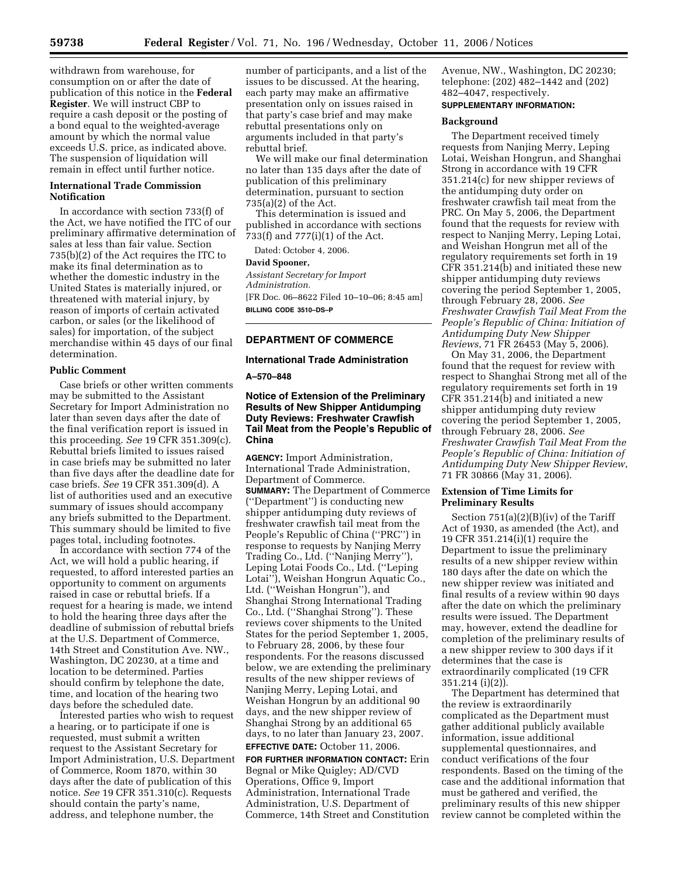withdrawn from warehouse, for consumption on or after the date of publication of this notice in the **Federal Register**. We will instruct CBP to require a cash deposit or the posting of a bond equal to the weighted-average amount by which the normal value exceeds U.S. price, as indicated above. The suspension of liquidation will remain in effect until further notice.

### International Trade Commission Notification

In accordance with section 733(f) of the Act, we have notified the ITC of our preliminary affirmative determination of sales at less than fair value. Section 735(b)(2) of the Act requires the ITC to make its final determination as to whether the domestic industry in the United States is materially injured, or threatened with material injury, by reason of imports of certain activated carbon, or sales (or the likelihood of sales) for importation, of the subject merchandise within 45 days of our final determination.

### Public Comment

Case briefs or other written comments may be submitted to the Assistant Secretary for Import Administration no later than seven days after the date of the final verification report is issued in this proceeding. *See* 19 CFR 351.309(c). Rebuttal briefs limited to issues raised in case briefs may be submitted no later than five days after the deadline date for case briefs. *See* 19 CFR 351.309(d). A list of authorities used and an executive summary of issues should accompany any briefs submitted to the Department. This summary should be limited to five pages total, including footnotes.

In accordance with section 774 of the Act, we will hold a public hearing, if requested, to afford interested parties an opportunity to comment on arguments raised in case or rebuttal briefs. If a request for a hearing is made, we intend to hold the hearing three days after the deadline of submission of rebuttal briefs at the U.S. Department of Commerce, 14th Street and Constitution Ave. NW., Washington, DC 20230, at a time and location to be determined. Parties should confirm by telephone the date, time, and location of the hearing two days before the scheduled date.

Interested parties who wish to request a hearing, or to participate if one is requested, must submit a written request to the Assistant Secretary for Import Administration, U.S. Department of Commerce, Room 1870, within 30 days after the date of publication of this notice. *See* 19 CFR 351.310(c). Requests should contain the party's name, address, and telephone number, the number of participants, and a list of the issues to be discussed. At the hearing, each party may make an affirmative presentation only on issues raised in that party's case brief and may make rebuttal presentations only on arguments included in that party's rebuttal brief.

We will make our final determination no later than 135 days after the date of publication of this preliminary determination, pursuant to section 735(a)(2) of the Act.

This determination is issued and published in accordance with sections 733(f) and 777(i)(1) of the Act.

Dated: October 4, 2006.

**David Spooner,**

*Assistant Secretary for Import Administration.*

[FR Doc. 06–8622 Filed 10–10–06; 8:45 am]

**BILLING CODE 3510–DS–P**

---

## DEPARTMENT OF COMMERCE

### International Trade Administration

**A–570–848**

### Notice of Extension of the Preliminary Results of New Shipper Antidumping Duty Reviews: Freshwater Crawfish Tail Meat from the People's Republic of China

**AGENCY:** Import Administration, International Trade Administration, Department of Commerce.

**SUMMARY:** The Department of Commerce ("Department") is conducting new shipper antidumping duty reviews of freshwater crawfish tail meat from the People's Republic of China ("PRC") in response to requests by Nanjing Merry Trading Co., Ltd. ("Nanjing Merry"), Leping Lotai Foods Co., Ltd. ("Leping Lotai"), Weishan Hongrun Aquatic Co., Ltd. ("Weishan Hongrun"), and Shanghai Strong International Trading Co., Ltd. ("Shanghai Strong"). These reviews cover shipments to the United States for the period September 1, 2005, to February 28, 2006, by these four respondents. For the reasons discussed below, we are extending the preliminary results of the new shipper reviews of Nanjing Merry, Leping Lotai, and Weishan Hongrun by an additional 90 days, and the new shipper review of Shanghai Strong by an additional 65 days, to no later than January 23, 2007.

**EFFECTIVE DATE:** October 11, 2006.

**FOR FURTHER INFORMATION CONTACT:** Erin Begnal or Mike Quigley; AD/CVD Operations, Office 9, Import Administration, International Trade Administration, U.S. Department of Commerce, 14th Street and Constitution Avenue, NW., Washington, DC 20230; telephone: (202) 482–1442 and (202) 482–4047, respectively.

**SUPPLEMENTARY INFORMATION:**

### Background

The Department received timely requests from Nanjing Merry, Leping Lotai, Weishan Hongrun, and Shanghai Strong in accordance with 19 CFR 351.214(c) for new shipper reviews of the antidumping duty order on freshwater crawfish tail meat from the PRC. On May 5, 2006, the Department found that the requests for review with respect to Nanjing Merry, Leping Lotai, and Weishan Hongrun met all of the regulatory requirements set forth in 19 CFR 351.214(b) and initiated these new shipper antidumping duty reviews covering the period September 1, 2005, through February 28, 2006. *See Freshwater Crawfish Tail Meat From the People's Republic of China: Initiation of Antidumping Duty New Shipper Reviews*, 71 FR 26453 (May 5, 2006).

On May 31, 2006, the Department found that the request for review with respect to Shanghai Strong met all of the regulatory requirements set forth in 19 CFR 351.214(b) and initiated a new shipper antidumping duty review covering the period September 1, 2005, through February 28, 2006. *See Freshwater Crawfish Tail Meat From the People's Republic of China: Initiation of Antidumping Duty New Shipper Review*, 71 FR 30866 (May 31, 2006).

### Extension of Time Limits for Preliminary Results

Section 751(a)(2)(B)(iv) of the Tariff Act of 1930, as amended (the Act), and 19 CFR 351.214(i)(1) require the Department to issue the preliminary results of a new shipper review within 180 days after the date on which the new shipper review was initiated and final results of a review within 90 days after the date on which the preliminary results were issued. The Department may, however, extend the deadline for completion of the preliminary results of a new shipper review to 300 days if it determines that the case is extraordinarily complicated (19 CFR 351.214 (i)(2)).

The Department has determined that the review is extraordinarily complicated as the Department must gather additional publicly available information, issue additional supplemental questionnaires, and conduct verifications of the four respondents. Based on the timing of the case and the additional information that must be gathered and verified, the preliminary results of this new shipper review cannot be completed within the